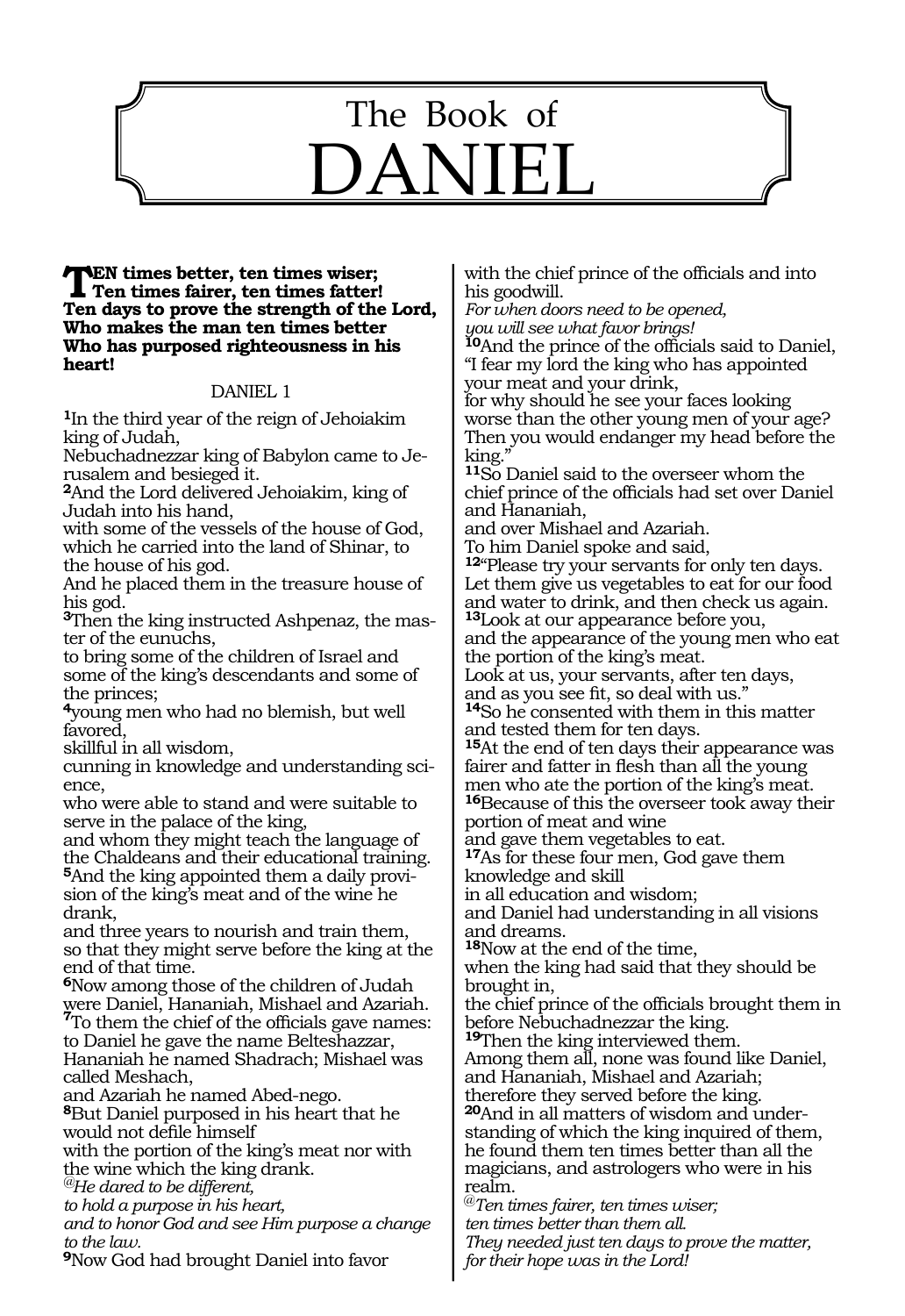# The Book of DANIEL

**TEN times better, ten times wiser;**
**Ten times fairer, ten times fatter!**
**Ten days to prove the strength of the Lord,**
**Who makes the man ten times better**
**Who has purposed righteousness in his heart!**

## DANIEL 1

**1**In the third year of the reign of Jehoiakim king of Judah,
Nebuchadnezzar king of Babylon came to Jerusalem and besieged it.
**2**And the Lord delivered Jehoiakim, king of Judah into his hand,
with some of the vessels of the house of God, which he carried into the land of Shinar, to the house of his god.
And he placed them in the treasure house of his god.
**3**Then the king instructed Ashpenaz, the master of the eunuchs,
to bring some of the children of Israel and some of the king's descendants and some of the princes;
**4**young men who had no blemish, but well favored,
skillful in all wisdom,
cunning in knowledge and understanding science,
who were able to stand and were suitable to serve in the palace of the king,
and whom they might teach the language of the Chaldeans and their educational training.
**5**And the king appointed them a daily provision of the king's meat and of the wine he drank,
and three years to nourish and train them, so that they might serve before the king at the end of that time.
**6**Now among those of the children of Judah were Daniel, Hananiah, Mishael and Azariah.
**7**To them the chief of the officials gave names: to Daniel he gave the name Belteshazzar, Hananiah he named Shadrach; Mishael was called Meshach,
and Azariah he named Abed-nego.
**8**But Daniel purposed in his heart that he would not defile himself
with the portion of the king's meat nor with the wine which the king drank.
*@He dared to be different,*
*to hold a purpose in his heart,*
*and to honor God and see Him purpose a change to the law.*
**9**Now God had brought Daniel into favor with the chief prince of the officials and into his goodwill.
*For when doors need to be opened,*
*you will see what favor brings!*
**10**And the prince of the officials said to Daniel, "I fear my lord the king who has appointed your meat and your drink,
for why should he see your faces looking worse than the other young men of your age?
Then you would endanger my head before the king."
**11**So Daniel said to the overseer whom the chief prince of the officials had set over Daniel and Hananiah,
and over Mishael and Azariah.
To him Daniel spoke and said,
**12**"Please try your servants for only ten days.
Let them give us vegetables to eat for our food and water to drink, and then check us again.
**13**Look at our appearance before you,
and the appearance of the young men who eat the portion of the king's meat.
Look at us, your servants, after ten days,
and as you see fit, so deal with us."
**14**So he consented with them in this matter and tested them for ten days.
**15**At the end of ten days their appearance was fairer and fatter in flesh than all the young men who ate the portion of the king's meat.
**16**Because of this the overseer took away their portion of meat and wine
and gave them vegetables to eat.
**17**As for these four men, God gave them knowledge and skill
in all education and wisdom;
and Daniel had understanding in all visions and dreams.
**18**Now at the end of the time,
when the king had said that they should be brought in,
the chief prince of the officials brought them in before Nebuchadnezzar the king.
**19**Then the king interviewed them.
Among them all, none was found like Daniel, and Hananiah, Mishael and Azariah;
therefore they served before the king.
**20**And in all matters of wisdom and understanding of which the king inquired of them,
he found them ten times better than all the magicians, and astrologers who were in his realm.
*@Ten times fairer, ten times wiser;*
*ten times better than them all.*
*They needed just ten days to prove the matter,*
*for their hope was in the Lord!*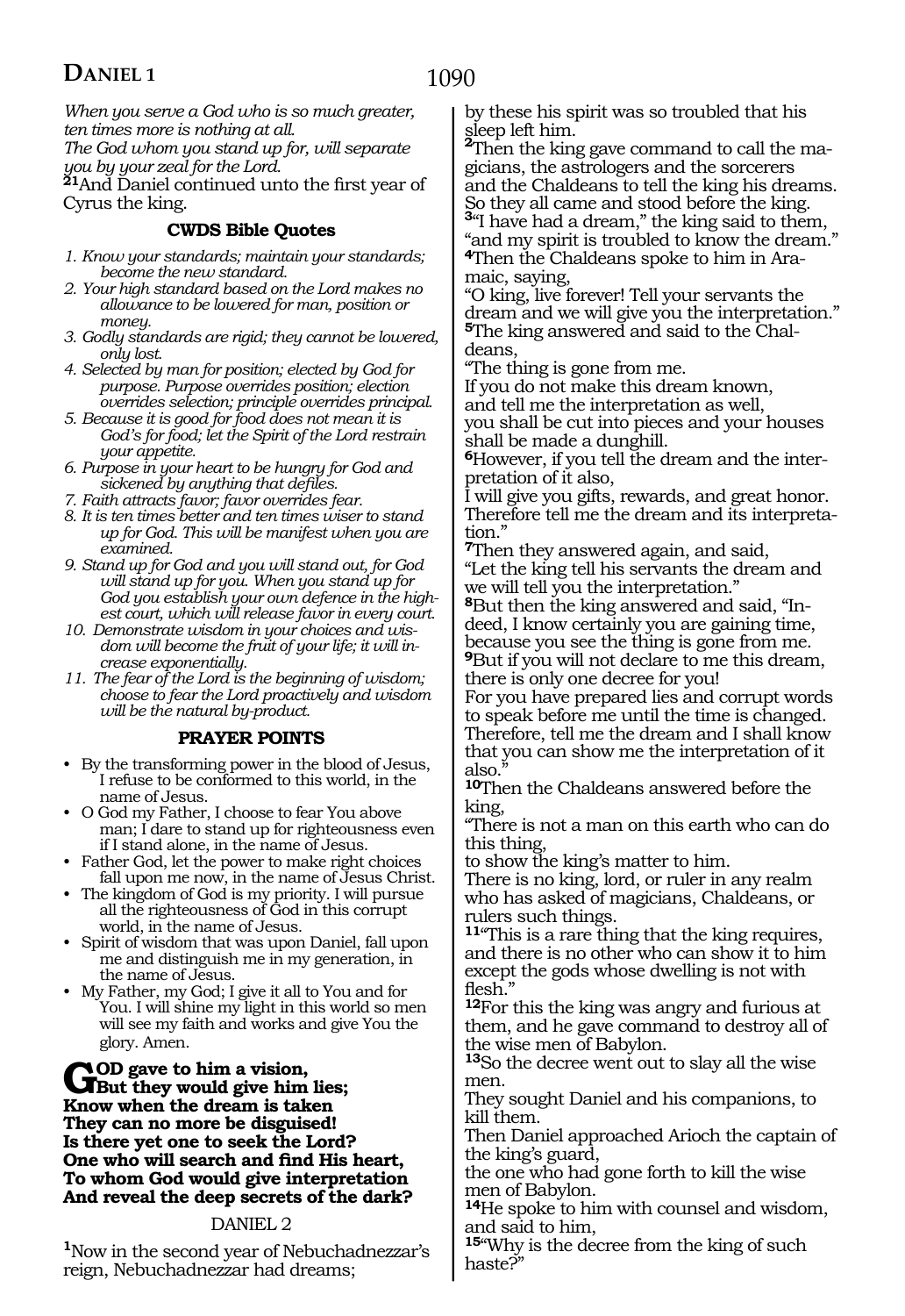*When you serve a God who is so much greater, ten times more is nothing at all.*
*The God whom you stand up for, will separate you by your zeal for the Lord.*

**21**And Daniel continued unto the first year of Cyrus the king.

### CWDS Bible Quotes

1. *Know your standards; maintain your standards; become the new standard.*
2. *Your high standard based on the Lord makes no allowance to be lowered for man, position or money.*
3. *Godly standards are rigid; they cannot be lowered, only lost.*
4. *Selected by man for position; elected by God for purpose. Purpose overrides position; election overrides selection; principle overrides principal.*
5. *Because it is good for food does not mean it is God's for food; let the Spirit of the Lord restrain your appetite.*
6. *Purpose in your heart to be hungry for God and sickened by anything that defiles.*
7. *Faith attracts favor; favor overrides fear.*
8. *It is ten times better and ten times wiser to stand up for God. This will be manifest when you are examined.*
9. *Stand up for God and you will stand out, for God will stand up for you. When you stand up for God you establish your own defence in the highest court, which will release favor in every court.*
10. *Demonstrate wisdom in your choices and wisdom will become the fruit of your life; it will increase exponentially.*
11. *The fear of the Lord is the beginning of wisdom; choose to fear the Lord proactively and wisdom will be the natural by-product.*

### PRAYER POINTS

- By the transforming power in the blood of Jesus, I refuse to be conformed to this world, in the name of Jesus.
- O God my Father, I choose to fear You above man; I dare to stand up for righteousness even if I stand alone, in the name of Jesus.
- Father God, let the power to make right choices fall upon me now, in the name of Jesus Christ.
- The kingdom of God is my priority. I will pursue all the righteousness of God in this corrupt world, in the name of Jesus.
- Spirit of wisdom that was upon Daniel, fall upon me and distinguish me in my generation, in the name of Jesus.
- My Father, my God; I give it all to You and for You. I will shine my light in this world so men will see my faith and works and give You the glory. Amen.

**GOD gave to him a vision,**
**But they would give him lies;**
**Know when the dream is taken**
**They can no more be disguised!**
**Is there yet one to seek the Lord?**
**One who will search and find His heart,**
**To whom God would give interpretation**
**And reveal the deep secrets of the dark?**

## DANIEL 2

**1**Now in the second year of Nebuchadnezzar's reign, Nebuchadnezzar had dreams; by these his spirit was so troubled that his sleep left him.

**2**Then the king gave command to call the magicians, the astrologers and the sorcerers and the Chaldeans to tell the king his dreams. So they all came and stood before the king.

**3**"I have had a dream," the king said to them, "and my spirit is troubled to know the dream."

**4**Then the Chaldeans spoke to him in Aramaic, saying,
"O king, live forever! Tell your servants the dream and we will give you the interpretation."

**5**The king answered and said to the Chaldeans,
"The thing is gone from me.
If you do not make this dream known,
and tell me the interpretation as well,
you shall be cut into pieces and your houses shall be made a dunghill.

**6**However, if you tell the dream and the interpretation of it also,
I will give you gifts, rewards, and great honor.
Therefore tell me the dream and its interpretation."

**7**Then they answered again, and said,
"Let the king tell his servants the dream and we will tell you the interpretation."

**8**But then the king answered and said, "Indeed, I know certainly you are gaining time, because you see the thing is gone from me.

**9**But if you will not declare to me this dream, there is only one decree for you!
For you have prepared lies and corrupt words to speak before me until the time is changed.
Therefore, tell me the dream and I shall know that you can show me the interpretation of it also."

**10**Then the Chaldeans answered before the king,
"There is not a man on this earth who can do this thing,
to show the king's matter to him.
There is no king, lord, or ruler in any realm who has asked of magicians, Chaldeans, or rulers such things.

**11**"This is a rare thing that the king requires, and there is no other who can show it to him except the gods whose dwelling is not with flesh."

**12**For this the king was angry and furious at them, and he gave command to destroy all of the wise men of Babylon.

**13**So the decree went out to slay all the wise men.
They sought Daniel and his companions, to kill them.
Then Daniel approached Arioch the captain of the king's guard,
the one who had gone forth to kill the wise men of Babylon.

**14**He spoke to him with counsel and wisdom, and said to him,

**15**"Why is the decree from the king of such haste?"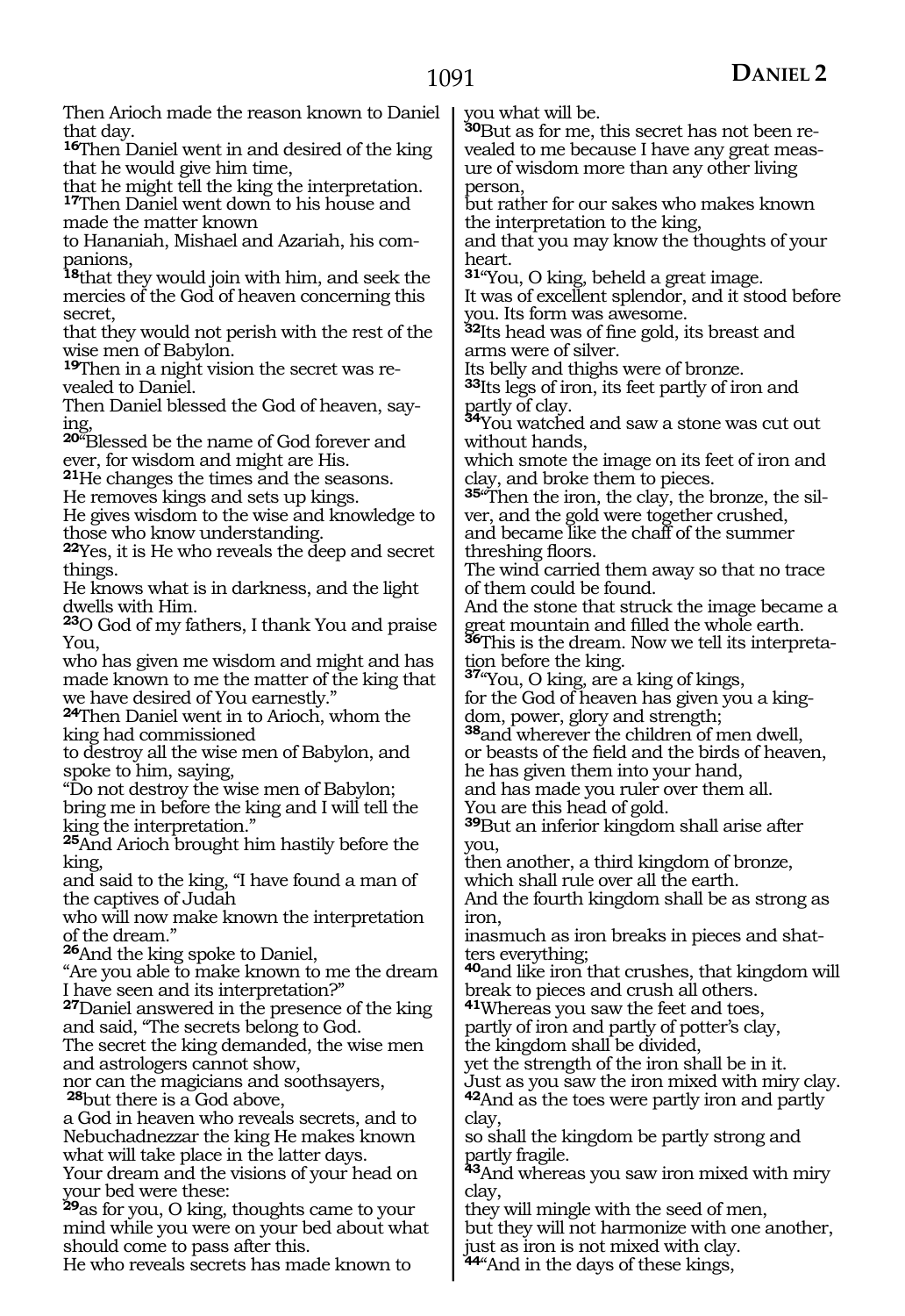Then Arioch made the reason known to Daniel that day.

[16]Then Daniel went in and desired of the king that he would give him time,
that he might tell the king the interpretation.

[17]Then Daniel went down to his house and made the matter known
to Hananiah, Mishael and Azariah, his companions,

[18]that they would join with him, and seek the mercies of the God of heaven concerning this secret,
that they would not perish with the rest of the wise men of Babylon.

[19]Then in a night vision the secret was revealed to Daniel.
Then Daniel blessed the God of heaven, saying,

[20]"Blessed be the name of God forever and ever, for wisdom and might are His.

[21]He changes the times and the seasons.
He removes kings and sets up kings.
He gives wisdom to the wise and knowledge to those who know understanding.

[22]Yes, it is He who reveals the deep and secret things.
He knows what is in darkness, and the light dwells with Him.

[23]O God of my fathers, I thank You and praise You,
who has given me wisdom and might and has made known to me the matter of the king that we have desired of You earnestly."

[24]Then Daniel went in to Arioch, whom the king had commissioned
to destroy all the wise men of Babylon, and spoke to him, saying,
"Do not destroy the wise men of Babylon;
bring me in before the king and I will tell the king the interpretation."

[25]And Arioch brought him hastily before the king,
and said to the king, "I have found a man of the captives of Judah
who will now make known the interpretation of the dream."

[26]And the king spoke to Daniel,
"Are you able to make known to me the dream I have seen and its interpretation?"

[27]Daniel answered in the presence of the king and said, "The secrets belong to God.
The secret the king demanded, the wise men and astrologers cannot show,
nor can the magicians and soothsayers,

[28]but there is a God above,
a God in heaven who reveals secrets, and to Nebuchadnezzar the king He makes known what will take place in the latter days.
Your dream and the visions of your head on your bed were these:

[29]as for you, O king, thoughts came to your mind while you were on your bed about what should come to pass after this.
He who reveals secrets has made known to you what will be.

[30]But as for me, this secret has not been revealed to me because I have any great measure of wisdom more than any other living person,
but rather for our sakes who makes known the interpretation to the king,
and that you may know the thoughts of your heart.

[31]"You, O king, beheld a great image.
It was of excellent splendor, and it stood before you. Its form was awesome.

[32]Its head was of fine gold, its breast and arms were of silver.
Its belly and thighs were of bronze.

[33]Its legs of iron, its feet partly of iron and partly of clay.

[34]You watched and saw a stone was cut out without hands,
which smote the image on its feet of iron and clay, and broke them to pieces.

[35]"Then the iron, the clay, the bronze, the silver, and the gold were together crushed,
and became like the chaff of the summer threshing floors.
The wind carried them away so that no trace of them could be found.
And the stone that struck the image became a great mountain and filled the whole earth.

[36]This is the dream. Now we tell its interpretation before the king.

[37]"You, O king, are a king of kings,
for the God of heaven has given you a kingdom, power, glory and strength;

[38]and wherever the children of men dwell,
or beasts of the field and the birds of heaven,
he has given them into your hand,
and has made you ruler over them all.
You are this head of gold.

[39]But an inferior kingdom shall arise after you,
then another, a third kingdom of bronze,
which shall rule over all the earth.
And the fourth kingdom shall be as strong as iron,
inasmuch as iron breaks in pieces and shatters everything;

[40]and like iron that crushes, that kingdom will break to pieces and crush all others.

[41]Whereas you saw the feet and toes,
partly of iron and partly of potter's clay,
the kingdom shall be divided,
yet the strength of the iron shall be in it.
Just as you saw the iron mixed with miry clay.

[42]And as the toes were partly iron and partly clay,
so shall the kingdom be partly strong and partly fragile.

[43]And whereas you saw iron mixed with miry clay,
they will mingle with the seed of men,
but they will not harmonize with one another,
just as iron is not mixed with clay.

[44]"And in the days of these kings,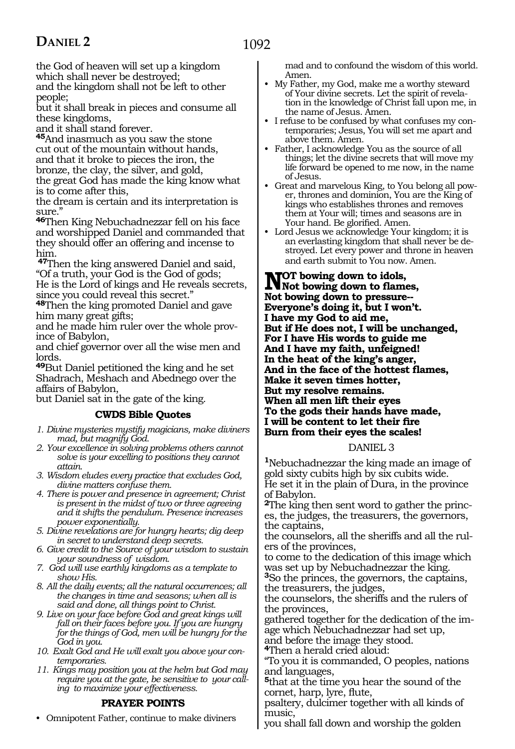the God of heaven will set up a kingdom which shall never be destroyed;
and the kingdom shall not be left to other people;
but it shall break in pieces and consume all these kingdoms,
and it shall stand forever.

**45**And inasmuch as you saw the stone cut out of the mountain without hands,
and that it broke to pieces the iron, the bronze, the clay, the silver, and gold,
the great God has made the king know what is to come after this,
the dream is certain and its interpretation is sure."

**46**Then King Nebuchadnezzar fell on his face and worshipped Daniel and commanded that they should offer an offering and incense to him.

**47**Then the king answered Daniel and said,
"Of a truth, your God is the God of gods;
He is the Lord of kings and He reveals secrets,
since you could reveal this secret."

**48**Then the king promoted Daniel and gave him many great gifts;
and he made him ruler over the whole province of Babylon,
and chief governor over all the wise men and lords.

**49**But Daniel petitioned the king and he set Shadrach, Meshach and Abednego over the affairs of Babylon,
but Daniel sat in the gate of the king.

### CWDS Bible Quotes

1. *Divine mysteries mystify magicians, make diviners mad, but magnify God.*
2. *Your excellence in solving problems others cannot solve is your excelling to positions they cannot attain.*
3. *Wisdom eludes every practice that excludes God, divine matters confuse them.*
4. *There is power and presence in agreement; Christ is present in the midst of two or three agreeing and it shifts the pendulum. Presence increases power exponentially.*
5. *Divine revelations are for hungry hearts; dig deep in secret to understand deep secrets.*
6. *Give credit to the Source of your wisdom to sustain your soundness of wisdom.*
7. *God will use earthly kingdoms as a template to show His.*
8. *All the daily events; all the natural occurrences; all the changes in time and seasons; when all is said and done, all things point to Christ.*
9. *Live on your face before God and great kings will fall on their faces before you. If you are hungry for the things of God, men will be hungry for the God in you.*
10. *Exalt God and He will exalt you above your contemporaries.*
11. *Kings may position you at the helm but God may require you at the gate, be sensitive to your calling to maximize your effectiveness.*

### PRAYER POINTS

- Omnipotent Father, continue to make diviners mad and to confound the wisdom of this world. Amen.
- My Father, my God, make me a worthy steward of Your divine secrets. Let the spirit of revelation in the knowledge of Christ fall upon me, in the name of Jesus. Amen.
- I refuse to be confused by what confuses my contemporaries; Jesus, You will set me apart and above them. Amen.
- Father, I acknowledge You as the source of all things; let the divine secrets that will move my life forward be opened to me now, in the name of Jesus.
- Great and marvelous King, to You belong all power, thrones and dominion, You are the King of kings who establishes thrones and removes them at Your will; times and seasons are in Your hand. Be glorified. Amen.
- Lord Jesus we acknowledge Your kingdom; it is an everlasting kingdom that shall never be destroyed. Let every power and throne in heaven and earth submit to You now. Amen.

**NOT bowing down to idols,**
**Not bowing down to flames,**
**Not bowing down to pressure--**
**Everyone's doing it, but I won't.**
**I have my God to aid me,**
**But if He does not, I will be unchanged,**
**For I have His words to guide me**
**And I have my faith, unfeigned!**
**In the heat of the king's anger,**
**And in the face of the hottest flames,**
**Make it seven times hotter,**
**But my resolve remains.**
**When all men lift their eyes**
**To the gods their hands have made,**
**I will be content to let their fire**
**Burn from their eyes the scales!**

## DANIEL 3

**1**Nebuchadnezzar the king made an image of gold sixty cubits high by six cubits wide.
He set it in the plain of Dura, in the province of Babylon.

**2**The king then sent word to gather the princes, the judges, the treasurers, the governors, the captains,
the counselors, all the sheriffs and all the rulers of the provinces,
to come to the dedication of this image which was set up by Nebuchadnezzar the king.

**3**So the princes, the governors, the captains, the treasurers, the judges,
the counselors, the sheriffs and the rulers of the provinces,
gathered together for the dedication of the image which Nebuchadnezzar had set up,
and before the image they stood.

**4**Then a herald cried aloud:
"To you it is commanded, O peoples, nations and languages,

**5**that at the time you hear the sound of the cornet, harp, lyre, flute,
psaltery, dulcimer together with all kinds of music,
you shall fall down and worship the golden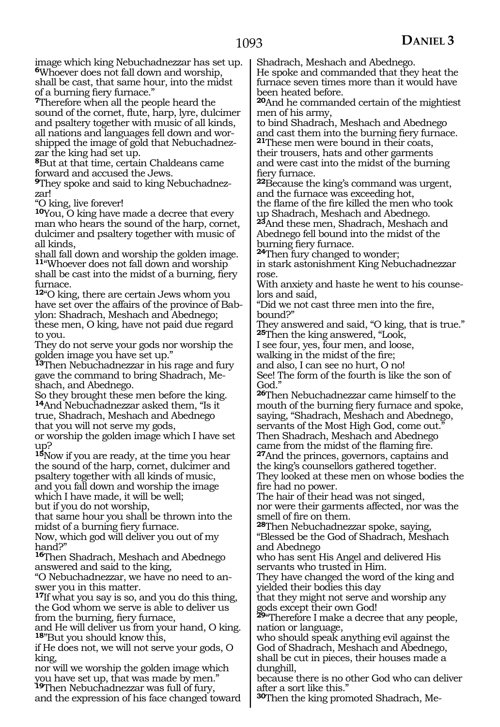image which king Nebuchadnezzar has set up.
**6**Whoever does not fall down and worship, shall be cast, that same hour, into the midst of a burning fiery furnace."

**7**Therefore when all the people heard the sound of the cornet, flute, harp, lyre, dulcimer and psaltery together with music of all kinds, all nations and languages fell down and worshipped the image of gold that Nebuchadnezzar the king had set up.

**8**But at that time, certain Chaldeans came forward and accused the Jews.

**9**They spoke and said to king Nebuchadnezzar!
"O king, live forever!

**10**You, O king have made a decree that every man who hears the sound of the harp, cornet, dulcimer and psaltery together with music of all kinds,
shall fall down and worship the golden image.

**11**"Whoever does not fall down and worship shall be cast into the midst of a burning, fiery furnace.

**12**"O king, there are certain Jews whom you have set over the affairs of the province of Babylon: Shadrach, Meshach and Abednego; these men, O king, have not paid due regard to you.
They do not serve your gods nor worship the golden image you have set up."

**13**Then Nebuchadnezzar in his rage and fury gave the command to bring Shadrach, Meshach, and Abednego.
So they brought these men before the king.

**14**And Nebuchadnezzar asked them, "Is it true, Shadrach, Meshach and Abednego
that you will not serve my gods,
or worship the golden image which I have set up?

**15**Now if you are ready, at the time you hear the sound of the harp, cornet, dulcimer and psaltery together with all kinds of music,
and you fall down and worship the image which I have made, it will be well;
but if you do not worship,
that same hour you shall be thrown into the midst of a burning fiery furnace.
Now, which god will deliver you out of my hand?"

**16**Then Shadrach, Meshach and Abednego answered and said to the king,
"O Nebuchadnezzar, we have no need to answer you in this matter.

**17**If what you say is so, and you do this thing, the God whom we serve is able to deliver us from the burning, fiery furnace,
and He will deliver us from your hand, O king.

**18**"But you should know this,
if He does not, we will not serve your gods, O king,
nor will we worship the golden image which you have set up, that was made by men."

**19**Then Nebuchadnezzar was full of fury,
and the expression of his face changed toward Shadrach, Meshach and Abednego.
He spoke and commanded that they heat the furnace seven times more than it would have been heated before.

**20**And he commanded certain of the mightiest men of his army,
to bind Shadrach, Meshach and Abednego
and cast them into the burning fiery furnace.

**21**These men were bound in their coats,
their trousers, hats and other garments
and were cast into the midst of the burning fiery furnace.

**22**Because the king's command was urgent,
and the furnace was exceeding hot,
the flame of the fire killed the men who took up Shadrach, Meshach and Abednego.

**23**And these men, Shadrach, Meshach and Abednego fell bound into the midst of the burning fiery furnace.

**24**Then fury changed to wonder;
in stark astonishment King Nebuchadnezzar rose.
With anxiety and haste he went to his counselors and said,
"Did we not cast three men into the fire, bound?"
They answered and said, "O king, that is true."

**25**Then the king answered, "Look,
I see four, yes, four men, and loose,
walking in the midst of the fire;
and also, I can see no hurt, O no!
See! The form of the fourth is like the son of God."

**26**Then Nebuchadnezzar came himself to the mouth of the burning fiery furnace and spoke, saying, "Shadrach, Meshach and Abednego, servants of the Most High God, come out."
Then Shadrach, Meshach and Abednego came from the midst of the flaming fire.

**27**And the princes, governors, captains and the king's counsellors gathered together.
They looked at these men on whose bodies the fire had no power.
The hair of their head was not singed,
nor were their garments affected, nor was the smell of fire on them.

**28**Then Nebuchadnezzar spoke, saying,
"Blessed be the God of Shadrach, Meshach and Abednego
who has sent His Angel and delivered His servants who trusted in Him.
They have changed the word of the king and yielded their bodies this day
that they might not serve and worship any gods except their own God!

**29**"Therefore I make a decree that any people, nation or language,
who should speak anything evil against the God of Shadrach, Meshach and Abednego,
shall be cut in pieces, their houses made a dunghill,
because there is no other God who can deliver after a sort like this."

**30**Then the king promoted Shadrach, Me-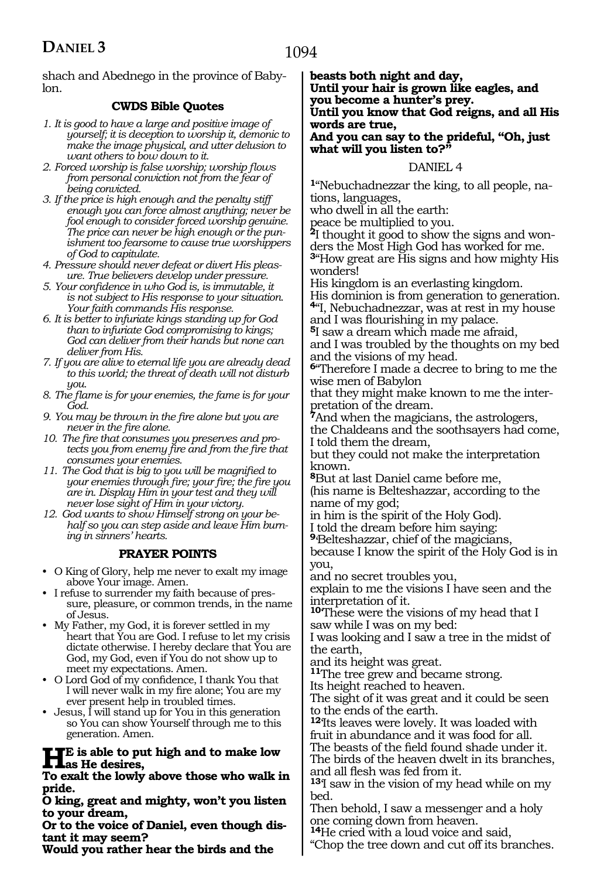shach and Abednego in the province of Babylon.

### CWDS Bible Quotes

1. *It is good to have a large and positive image of yourself; it is deception to worship it, demonic to make the image physical, and utter delusion to want others to bow down to it.*
2. *Forced worship is false worship; worship flows from personal conviction not from the fear of being convicted.*
3. *If the price is high enough and the penalty stiff enough you can force almost anything; never be fool enough to consider forced worship genuine. The price can never be high enough or the punishment too fearsome to cause true worshippers of God to capitulate.*
4. *Pressure should never defeat or divert His pleasure. True believers develop under pressure.*
5. *Your confidence in who God is, is immutable, it is not subject to His response to your situation. Your faith commands His response.*
6. *It is better to infuriate kings standing up for God than to infuriate God compromising to kings; God can deliver from their hands but none can deliver from His.*
7. *If you are alive to eternal life you are already dead to this world; the threat of death will not disturb you.*
8. *The flame is for your enemies, the fame is for your God.*
9. *You may be thrown in the fire alone but you are never in the fire alone.*
10. *The fire that consumes you preserves and protects you from enemy fire and from the fire that consumes your enemies.*
11. *The God that is big to you will be magnified to your enemies through fire; your fire; the fire you are in. Display Him in your test and they will never lose sight of Him in your victory.*
12. *God wants to show Himself strong on your behalf so you can step aside and leave Him burning in sinners' hearts.*

### PRAYER POINTS

- O King of Glory, help me never to exalt my image above Your image. Amen.
- I refuse to surrender my faith because of pressure, pleasure, or common trends, in the name of Jesus.
- My Father, my God, it is forever settled in my heart that You are God. I refuse to let my crisis dictate otherwise. I hereby declare that You are God, my God, even if You do not show up to meet my expectations. Amen.
- O Lord God of my confidence, I thank You that I will never walk in my fire alone; You are my ever present help in troubled times.
- Jesus, I will stand up for You in this generation so You can show Yourself through me to this generation. Amen.

**He is able to put high and to make low as He desires,**
**To exalt the lowly above those who walk in pride.**
**O king, great and mighty, won't you listen to your dream,**
**Or to the voice of Daniel, even though distant it may seem?**
**Would you rather hear the birds and the beasts both night and day,**
**Until your hair is grown like eagles, and you become a hunter's prey.**
**Until you know that God reigns, and all His words are true,**
**And you can say to the prideful, "Oh, just what will you listen to?"**

## DANIEL 4

[1]"Nebuchadnezzar the king, to all people, nations, languages,
who dwell in all the earth:
peace be multiplied to you.
[2]I thought it good to show the signs and wonders the Most High God has worked for me.
[3]"How great are His signs and how mighty His wonders!
His kingdom is an everlasting kingdom.
His dominion is from generation to generation.
[4]"I, Nebuchadnezzar, was at rest in my house and I was flourishing in my palace.
[5]I saw a dream which made me afraid,
and I was troubled by the thoughts on my bed and the visions of my head.
[6]"Therefore I made a decree to bring to me the wise men of Babylon
that they might make known to me the interpretation of the dream.
[7]And when the magicians, the astrologers, the Chaldeans and the soothsayers had come,
I told them the dream,
but they could not make the interpretation known.
[8]But at last Daniel came before me,
(his name is Belteshazzar, according to the name of my god;
in him is the spirit of the Holy God).
I told the dream before him saying:
[9]'Belteshazzar, chief of the magicians,
because I know the spirit of the Holy God is in you,
and no secret troubles you,
explain to me the visions I have seen and the interpretation of it.
[10]'These were the visions of my head that I saw while I was on my bed:
I was looking and I saw a tree in the midst of the earth,
and its height was great.
[11]The tree grew and became strong.
Its height reached to heaven.
The sight of it was great and it could be seen to the ends of the earth.
[12]'Its leaves were lovely. It was loaded with fruit in abundance and it was food for all.
The beasts of the field found shade under it.
The birds of the heaven dwelt in its branches,
and all flesh was fed from it.
[13]'I saw in the vision of my head while on my bed.
Then behold, I saw a messenger and a holy one coming down from heaven.
[14]He cried with a loud voice and said,
"Chop the tree down and cut off its branches.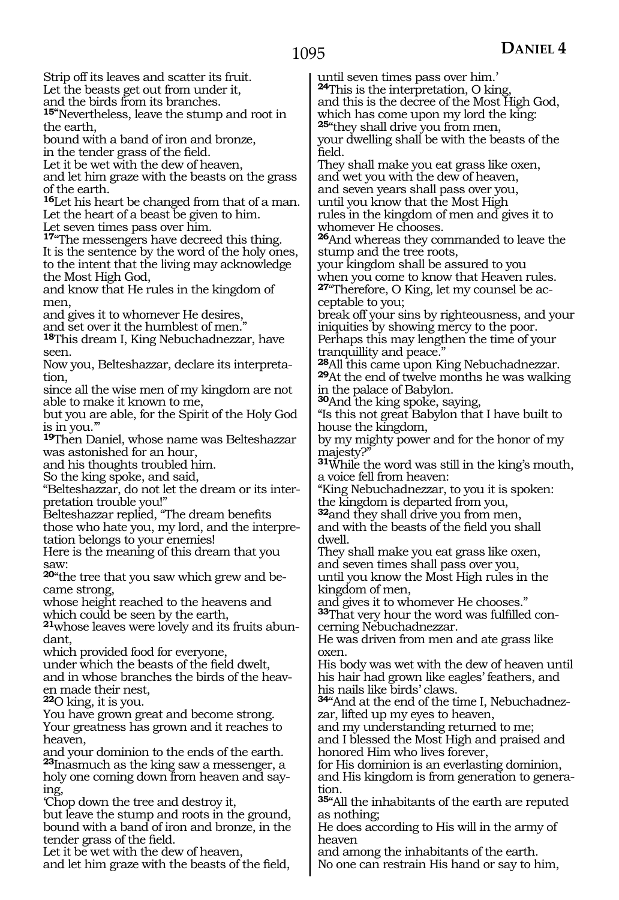Strip off its leaves and scatter its fruit.
Let the beasts get out from under it,
and the birds from its branches.
**15**"Nevertheless, leave the stump and root in the earth,
bound with a band of iron and bronze,
in the tender grass of the field.
Let it be wet with the dew of heaven,
and let him graze with the beasts on the grass of the earth.
**16**Let his heart be changed from that of a man.
Let the heart of a beast be given to him.
Let seven times pass over him.
**17**"The messengers have decreed this thing.
It is the sentence by the word of the holy ones,
to the intent that the living may acknowledge the Most High God,
and know that He rules in the kingdom of men,
and gives it to whomever He desires,
and set over it the humblest of men."
**18**This dream I, King Nebuchadnezzar, have seen.
Now you, Belteshazzar, declare its interpretation,
since all the wise men of my kingdom are not able to make it known to me,
but you are able, for the Spirit of the Holy God is in you.'"
**19**Then Daniel, whose name was Belteshazzar was astonished for an hour,
and his thoughts troubled him.
So the king spoke, and said,
"Belteshazzar, do not let the dream or its interpretation trouble you!"
Belteshazzar replied, "The dream benefits those who hate you, my lord, and the interpretation belongs to your enemies!
Here is the meaning of this dream that you saw:
**20**"the tree that you saw which grew and became strong,
whose height reached to the heavens and which could be seen by the earth,
**21**whose leaves were lovely and its fruits abundant,
which provided food for everyone,
under which the beasts of the field dwelt,
and in whose branches the birds of the heaven made their nest,
**22**O king, it is you.
You have grown great and become strong.
Your greatness has grown and it reaches to heaven,
and your dominion to the ends of the earth.
**23**Inasmuch as the king saw a messenger, a holy one coming down from heaven and saying,
'Chop down the tree and destroy it,
but leave the stump and roots in the ground,
bound with a band of iron and bronze, in the tender grass of the field.
Let it be wet with the dew of heaven,
and let him graze with the beasts of the field,
until seven times pass over him.'
**24**This is the interpretation, O king,
and this is the decree of the Most High God,
which has come upon my lord the king:
**25**"they shall drive you from men,
your dwelling shall be with the beasts of the field.
They shall make you eat grass like oxen,
and wet you with the dew of heaven,
and seven years shall pass over you,
until you know that the Most High
rules in the kingdom of men and gives it to whomever He chooses.
**26**And whereas they commanded to leave the stump and the tree roots,
your kingdom shall be assured to you
when you come to know that Heaven rules.
**27**"Therefore, O King, let my counsel be acceptable to you;
break off your sins by righteousness, and your iniquities by showing mercy to the poor.
Perhaps this may lengthen the time of your tranquillity and peace."
**28**All this came upon King Nebuchadnezzar.
**29**At the end of twelve months he was walking in the palace of Babylon.
**30**And the king spoke, saying,
"Is this not great Babylon that I have built to house the kingdom,
by my mighty power and for the honor of my majesty?"
**31**While the word was still in the king's mouth,
a voice fell from heaven:
"King Nebuchadnezzar, to you it is spoken:
the kingdom is departed from you,
**32**and they shall drive you from men,
and with the beasts of the field you shall dwell.
They shall make you eat grass like oxen,
and seven times shall pass over you,
until you know the Most High rules in the kingdom of men,
and gives it to whomever He chooses."
**33**That very hour the word was fulfilled concerning Nebuchadnezzar.
He was driven from men and ate grass like oxen.
His body was wet with the dew of heaven until his hair had grown like eagles' feathers, and his nails like birds' claws.
**34**"And at the end of the time I, Nebuchadnezzar, lifted up my eyes to heaven,
and my understanding returned to me;
and I blessed the Most High and praised and honored Him who lives forever,
for His dominion is an everlasting dominion,
and His kingdom is from generation to generation.
**35**"All the inhabitants of the earth are reputed as nothing;
He does according to His will in the army of heaven
and among the inhabitants of the earth.
No one can restrain His hand or say to him,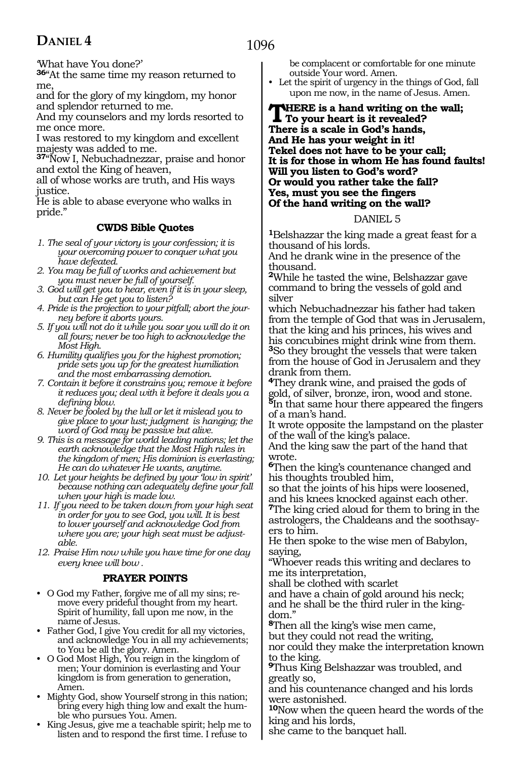'What have You done?'

**36**"At the same time my reason returned to me,
and for the glory of my kingdom, my honor and splendor returned to me.
And my counselors and my lords resorted to me once more.
I was restored to my kingdom and excellent majesty was added to me.

**37**"Now I, Nebuchadnezzar, praise and honor and extol the King of heaven,
all of whose works are truth, and His ways justice.
He is able to abase everyone who walks in pride."

### CWDS Bible Quotes

1. *The seal of your victory is your confession; it is your overcoming power to conquer what you have defeated.*
2. *You may be full of works and achievement but you must never be full of yourself.*
3. *God will get you to hear, even if it is in your sleep, but can He get you to listen?*
4. *Pride is the projection to your pitfall; abort the journey before it aborts yours.*
5. *If you will not do it while you soar you will do it on all fours; never be too high to acknowledge the Most High.*
6. *Humility qualifies you for the highest promotion; pride sets you up for the greatest humiliation and the most embarrassing demotion.*
7. *Contain it before it constrains you; remove it before it reduces you; deal with it before it deals you a defining blow.*
8. *Never be fooled by the lull or let it mislead you to give place to your lust; judgment is hanging; the word of God may be passive but alive.*
9. *This is a message for world leading nations; let the earth acknowledge that the Most High rules in the kingdom of men; His dominion is everlasting; He can do whatever He wants, anytime.*
10. *Let your heights be defined by your 'low in spirit' because nothing can adequately define your fall when your high is made low.*
11. *If you need to be taken down from your high seat in order for you to see God, you will. It is best to lower yourself and acknowledge God from where you are; your high seat must be adjustable.*
12. *Praise Him now while you have time for one day every knee will bow .*

### PRAYER POINTS

- O God my Father, forgive me of all my sins; remove every prideful thought from my heart. Spirit of humility, fall upon me now, in the name of Jesus.
- Father God, I give You credit for all my victories, and acknowledge You in all my achievements; to You be all the glory. Amen.
- O God Most High, You reign in the kingdom of men; Your dominion is everlasting and Your kingdom is from generation to generation, Amen.
- Mighty God, show Yourself strong in this nation; bring every high thing low and exalt the humble who pursues You. Amen.
- King Jesus, give me a teachable spirit; help me to listen and to respond the first time. I refuse to be complacent or comfortable for one minute outside Your word. Amen.
- Let the spirit of urgency in the things of God, fall upon me now, in the name of Jesus. Amen.

**THERE is a hand writing on the wall;**
**To your heart is it revealed?**
**There is a scale in God's hands,**
**And He has your weight in it!**
**Tekel does not have to be your call;**
**It is for those in whom He has found faults!**
**Will you listen to God's word?**
**Or would you rather take the fall?**
**Yes, must you see the fingers**
**Of the hand writing on the wall?**

## DANIEL 5

**1**Belshazzar the king made a great feast for a thousand of his lords.
And he drank wine in the presence of the thousand.

**2**While he tasted the wine, Belshazzar gave command to bring the vessels of gold and silver
which Nebuchadnezzar his father had taken from the temple of God that was in Jerusalem, that the king and his princes, his wives and his concubines might drink wine from them.

**3**So they brought the vessels that were taken from the house of God in Jerusalem and they drank from them.

**4**They drank wine, and praised the gods of gold, of silver, bronze, iron, wood and stone.

**5**In that same hour there appeared the fingers of a man's hand.
It wrote opposite the lampstand on the plaster of the wall of the king's palace.
And the king saw the part of the hand that wrote.

**6**Then the king's countenance changed and his thoughts troubled him,
so that the joints of his hips were loosened, and his knees knocked against each other.

**7**The king cried aloud for them to bring in the astrologers, the Chaldeans and the soothsayers to him.
He then spoke to the wise men of Babylon, saying,
"Whoever reads this writing and declares to me its interpretation,
shall be clothed with scarlet
and have a chain of gold around his neck;
and he shall be the third ruler in the kingdom."

**8**Then all the king's wise men came,
but they could not read the writing,
nor could they make the interpretation known to the king.

**9**Thus King Belshazzar was troubled, and greatly so,
and his countenance changed and his lords were astonished.

**10**Now when the queen heard the words of the king and his lords,
she came to the banquet hall.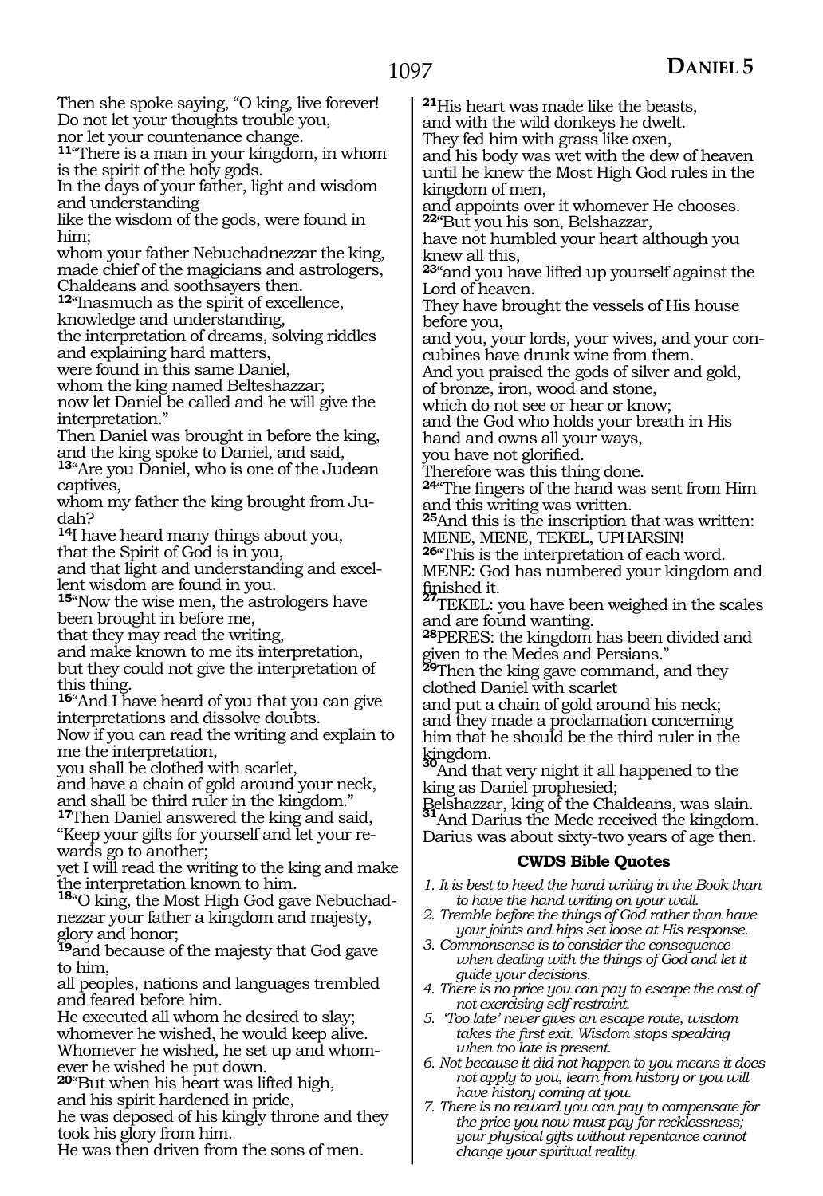Then she spoke saying, "O king, live forever!
Do not let your thoughts trouble you,
nor let your countenance change.
**11**"There is a man in your kingdom, in whom is the spirit of the holy gods.
In the days of your father, light and wisdom and understanding
like the wisdom of the gods, were found in him;
whom your father Nebuchadnezzar the king, made chief of the magicians and astrologers, Chaldeans and soothsayers then.
**12**"Inasmuch as the spirit of excellence, knowledge and understanding,
the interpretation of dreams, solving riddles and explaining hard matters,
were found in this same Daniel,
whom the king named Belteshazzar;
now let Daniel be called and he will give the interpretation."
Then Daniel was brought in before the king, and the king spoke to Daniel, and said,
**13**"Are you Daniel, who is one of the Judean captives,
whom my father the king brought from Judah?
**14**I have heard many things about you,
that the Spirit of God is in you,
and that light and understanding and excellent wisdom are found in you.
**15**"Now the wise men, the astrologers have been brought in before me,
that they may read the writing,
and make known to me its interpretation,
but they could not give the interpretation of this thing.
**16**"And I have heard of you that you can give interpretations and dissolve doubts.
Now if you can read the writing and explain to me the interpretation,
you shall be clothed with scarlet,
and have a chain of gold around your neck,
and shall be third ruler in the kingdom."
**17**Then Daniel answered the king and said,
"Keep your gifts for yourself and let your rewards go to another;
yet I will read the writing to the king and make the interpretation known to him.
**18**"O king, the Most High God gave Nebuchadnezzar your father a kingdom and majesty, glory and honor;
**19**and because of the majesty that God gave to him,
all peoples, nations and languages trembled and feared before him.
He executed all whom he desired to slay;
whomever he wished, he would keep alive.
Whomever he wished, he set up and whomever he wished he put down.
**20**"But when his heart was lifted high,
and his spirit hardened in pride,
he was deposed of his kingly throne and they took his glory from him.
He was then driven from the sons of men.
**21**His heart was made like the beasts,
and with the wild donkeys he dwelt.
They fed him with grass like oxen,
and his body was wet with the dew of heaven
until he knew the Most High God rules in the kingdom of men,
and appoints over it whomever He chooses.
**22**"But you his son, Belshazzar,
have not humbled your heart although you knew all this,
**23**"and you have lifted up yourself against the Lord of heaven.
They have brought the vessels of His house before you,
and you, your lords, your wives, and your concubines have drunk wine from them.
And you praised the gods of silver and gold,
of bronze, iron, wood and stone,
which do not see or hear or know;
and the God who holds your breath in His hand and owns all your ways,
you have not glorified.
Therefore was this thing done.
**24**"The fingers of the hand was sent from Him and this writing was written.
**25**And this is the inscription that was written:
MENE, MENE, TEKEL, UPHARSIN!
**26**"This is the interpretation of each word.
MENE: God has numbered your kingdom and finished it.
**27**TEKEL: you have been weighed in the scales and are found wanting.
**28**PERES: the kingdom has been divided and given to the Medes and Persians."
**29**Then the king gave command, and they clothed Daniel with scarlet
and put a chain of gold around his neck;
and they made a proclamation concerning him that he should be the third ruler in the kingdom.
**30**And that very night it all happened to the king as Daniel prophesied;
Belshazzar, king of the Chaldeans, was slain.
**31**And Darius the Mede received the kingdom.
Darius was about sixty-two years of age then.

### CWDS Bible Quotes

1. *It is best to heed the hand writing in the Book than to have the hand writing on your wall.*
2. *Tremble before the things of God rather than have your joints and hips set loose at His response.*
3. *Commonsense is to consider the consequence when dealing with the things of God and let it guide your decisions.*
4. *There is no price you can pay to escape the cost of not exercising self-restraint.*
5. *'Too late' never gives an escape route, wisdom takes the first exit. Wisdom stops speaking when too late is present.*
6. *Not because it did not happen to you means it does not apply to you, learn from history or you will have history coming at you.*
7. *There is no reward you can pay to compensate for the price you now must pay for recklessness; your physical gifts without repentance cannot change your spiritual reality.*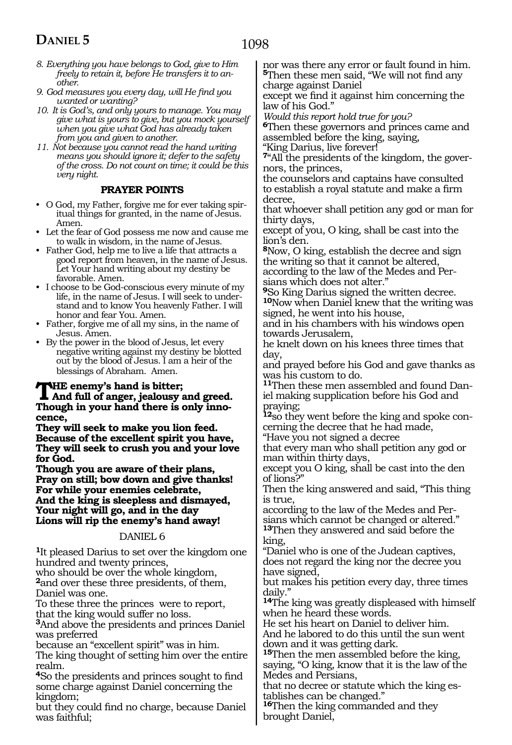8. *Everything you have belongs to God, give to Him freely to retain it, before He transfers it to another.*
9. *God measures you every day, will He find you wanted or wanting?*
10. *It is God's, and only yours to manage. You may give what is yours to give, but you mock yourself when you give what God has already taken from you and given to another.*
11. *Not because you cannot read the hand writing means you should ignore it; defer to the safety of the cross. Do not count on time; it could be this very night.*

**PRAYER POINTS**

- O God, my Father, forgive me for ever taking spiritual things for granted, in the name of Jesus. Amen.
- Let the fear of God possess me now and cause me to walk in wisdom, in the name of Jesus.
- Father God, help me to live a life that attracts a good report from heaven, in the name of Jesus. Let Your hand writing about my destiny be favorable. Amen.
- I choose to be God-conscious every minute of my life, in the name of Jesus. I will seek to understand and to know You heavenly Father. I will honor and fear You. Amen.
- Father, forgive me of all my sins, in the name of Jesus. Amen.
- By the power in the blood of Jesus, let every negative writing against my destiny be blotted out by the blood of Jesus. I am a heir of the blessings of Abraham. Amen.

**THE enemy's hand is bitter;**
**And full of anger, jealousy and greed.**
**Though in your hand there is only innocence,**
**They will seek to make you lion feed.**
**Because of the excellent spirit you have,**
**They will seek to crush you and your love for God.**
**Though you are aware of their plans,**
**Pray on still; bow down and give thanks!**
**For while your enemies celebrate,**
**And the king is sleepless and dismayed,**
**Your night will go, and in the day**
**Lions will rip the enemy's hand away!**

## DANIEL 6

**1**It pleased Darius to set over the kingdom one hundred and twenty princes,
who should be over the whole kingdom,
**2**and over these three presidents, of them, Daniel was one.
To these three the princes were to report,
that the king would suffer no loss.
**3**And above the presidents and princes Daniel was preferred
because an "excellent spirit" was in him.
The king thought of setting him over the entire realm.
**4**So the presidents and princes sought to find some charge against Daniel concerning the kingdom;
but they could find no charge, because Daniel was faithful;
nor was there any error or fault found in him.
**5**Then these men said, "We will not find any charge against Daniel
except we find it against him concerning the law of his God."
*Would this report hold true for you?*
**6**Then these governors and princes came and assembled before the king, saying,
"King Darius, live forever!
**7**"All the presidents of the kingdom, the governors, the princes,
the counselors and captains have consulted to establish a royal statute and make a firm decree,
that whoever shall petition any god or man for thirty days,
except of you, O king, shall be cast into the lion's den.
**8**Now, O king, establish the decree and sign the writing so that it cannot be altered,
according to the law of the Medes and Persians which does not alter."
**9**So King Darius signed the written decree.
**10**Now when Daniel knew that the writing was signed, he went into his house,
and in his chambers with his windows open towards Jerusalem,
he knelt down on his knees three times that day,
and prayed before his God and gave thanks as was his custom to do.
**11**Then these men assembled and found Daniel making supplication before his God and praying;
**12**so they went before the king and spoke concerning the decree that he had made,
"Have you not signed a decree
that every man who shall petition any god or man within thirty days,
except you O king, shall be cast into the den of lions?"
Then the king answered and said, "This thing is true,
according to the law of the Medes and Persians which cannot be changed or altered."
**13**Then they answered and said before the king,
"Daniel who is one of the Judean captives,
does not regard the king nor the decree you have signed,
but makes his petition every day, three times daily."
**14**The king was greatly displeased with himself when he heard these words.
He set his heart on Daniel to deliver him.
And he labored to do this until the sun went down and it was getting dark.
**15**Then the men assembled before the king,
saying, "O king, know that it is the law of the Medes and Persians,
that no decree or statute which the king establishes can be changed."
**16**Then the king commanded and they brought Daniel,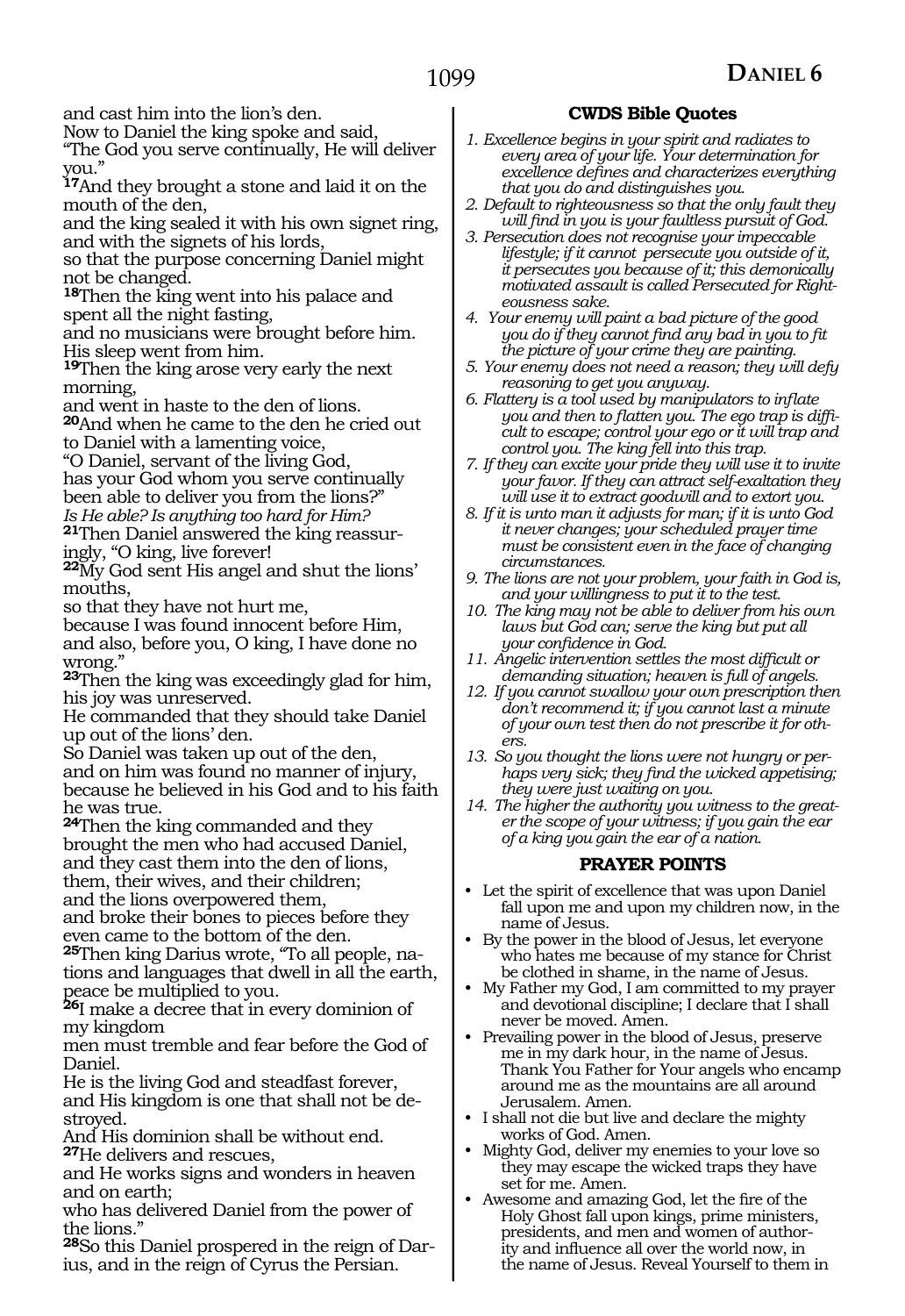and cast him into the lion's den.
Now to Daniel the king spoke and said,
"The God you serve continually, He will deliver you."
**17**And they brought a stone and laid it on the mouth of the den,
and the king sealed it with his own signet ring, and with the signets of his lords,
so that the purpose concerning Daniel might not be changed.
**18**Then the king went into his palace and spent all the night fasting,
and no musicians were brought before him.
His sleep went from him.
**19**Then the king arose very early the next morning,
and went in haste to the den of lions.
**20**And when he came to the den he cried out to Daniel with a lamenting voice,
"O Daniel, servant of the living God,
has your God whom you serve continually been able to deliver you from the lions?"
*Is He able? Is anything too hard for Him?*
**21**Then Daniel answered the king reassuringly, "O king, live forever!
**22**My God sent His angel and shut the lions' mouths,
so that they have not hurt me,
because I was found innocent before Him,
and also, before you, O king, I have done no wrong."
**23**Then the king was exceedingly glad for him,
his joy was unreserved.
He commanded that they should take Daniel up out of the lions' den.
So Daniel was taken up out of the den,
and on him was found no manner of injury,
because he believed in his God and to his faith he was true.
**24**Then the king commanded and they brought the men who had accused Daniel,
and they cast them into the den of lions,
them, their wives, and their children;
and the lions overpowered them,
and broke their bones to pieces before they even came to the bottom of the den.
**25**Then king Darius wrote, "To all people, nations and languages that dwell in all the earth,
peace be multiplied to you.
**26**I make a decree that in every dominion of my kingdom
men must tremble and fear before the God of Daniel.
He is the living God and steadfast forever,
and His kingdom is one that shall not be destroyed.
And His dominion shall be without end.
**27**He delivers and rescues,
and He works signs and wonders in heaven and on earth;
who has delivered Daniel from the power of the lions."
**28**So this Daniel prospered in the reign of Darius, and in the reign of Cyrus the Persian.

## CWDS Bible Quotes

1. *Excellence begins in your spirit and radiates to every area of your life. Your determination for excellence defines and characterizes everything that you do and distinguishes you.*
2. *Default to righteousness so that the only fault they will find in you is your faultless pursuit of God.*
3. *Persecution does not recognise your impeccable lifestyle; if it cannot persecute you outside of it, it persecutes you because of it; this demonically motivated assault is called Persecuted for Righteousness sake.*
4. *Your enemy will paint a bad picture of the good you do if they cannot find any bad in you to fit the picture of your crime they are painting.*
5. *Your enemy does not need a reason; they will defy reasoning to get you anyway.*
6. *Flattery is a tool used by manipulators to inflate you and then to flatten you. The ego trap is difficult to escape; control your ego or it will trap and control you. The king fell into this trap.*
7. *If they can excite your pride they will use it to invite your favor. If they can attract self-exaltation they will use it to extract goodwill and to extort you.*
8. *If it is unto man it adjusts for man; if it is unto God it never changes; your scheduled prayer time must be consistent even in the face of changing circumstances.*
9. *The lions are not your problem, your faith in God is, and your willingness to put it to the test.*
10. *The king may not be able to deliver from his own laws but God can; serve the king but put all your confidence in God.*
11. *Angelic intervention settles the most difficult or demanding situation; heaven is full of angels.*
12. *If you cannot swallow your own prescription then don't recommend it; if you cannot last a minute of your own test then do not prescribe it for others.*
13. *So you thought the lions were not hungry or perhaps very sick; they find the wicked appetising; they were just waiting on you.*
14. *The higher the authority you witness to the greater the scope of your witness; if you gain the ear of a king you gain the ear of a nation.*

## PRAYER POINTS

- Let the spirit of excellence that was upon Daniel fall upon me and upon my children now, in the name of Jesus.
- By the power in the blood of Jesus, let everyone who hates me because of my stance for Christ be clothed in shame, in the name of Jesus.
- My Father my God, I am committed to my prayer and devotional discipline; I declare that I shall never be moved. Amen.
- Prevailing power in the blood of Jesus, preserve me in my dark hour, in the name of Jesus. Thank You Father for Your angels who encamp around me as the mountains are all around Jerusalem. Amen.
- I shall not die but live and declare the mighty works of God. Amen.
- Mighty God, deliver my enemies to your love so they may escape the wicked traps they have set for me. Amen.
- Awesome and amazing God, let the fire of the Holy Ghost fall upon kings, prime ministers, presidents, and men and women of authority and influence all over the world now, in the name of Jesus. Reveal Yourself to them in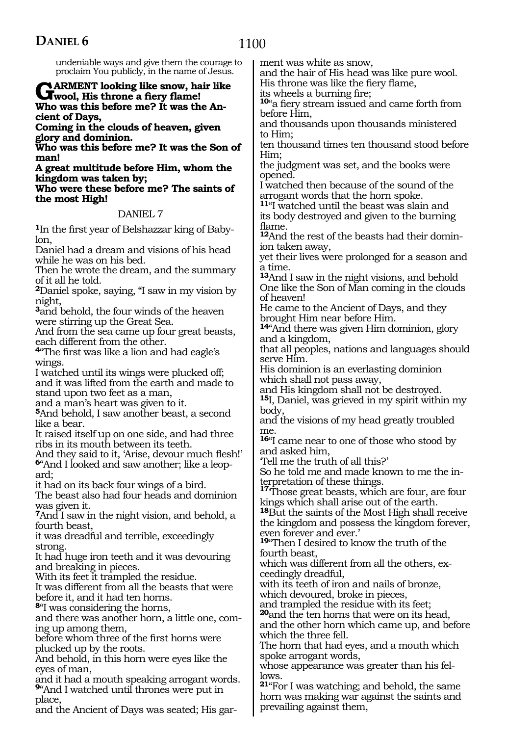undeniable ways and give them the courage to proclaim You publicly, in the name of Jesus.

**GARMENT looking like snow, hair like wool, His throne a fiery flame!**
**Who was this before me? It was the Ancient of Days,**
**Coming in the clouds of heaven, given glory and dominion.**
**Who was this before me? It was the Son of man!**
**A great multitude before Him, whom the kingdom was taken by;**
**Who were these before me? The saints of the most High!**

## DANIEL 7

**1**In the first year of Belshazzar king of Babylon,
Daniel had a dream and visions of his head while he was on his bed.
Then he wrote the dream, and the summary of it all he told.
**2**Daniel spoke, saying, "I saw in my vision by night,
**3**and behold, the four winds of the heaven were stirring up the Great Sea.
And from the sea came up four great beasts, each different from the other.
**4**"The first was like a lion and had eagle's wings.
I watched until its wings were plucked off; and it was lifted from the earth and made to stand upon two feet as a man,
and a man's heart was given to it.
**5**And behold, I saw another beast, a second like a bear.
It raised itself up on one side, and had three ribs in its mouth between its teeth.
And they said to it, 'Arise, devour much flesh!'
**6**"And I looked and saw another; like a leopard;
it had on its back four wings of a bird.
The beast also had four heads and dominion was given it.
**7**And I saw in the night vision, and behold, a fourth beast,
it was dreadful and terrible, exceedingly strong.
It had huge iron teeth and it was devouring and breaking in pieces.
With its feet it trampled the residue.
It was different from all the beasts that were before it, and it had ten horns.
**8**"I was considering the horns,
and there was another horn, a little one, coming up among them,
before whom three of the first horns were plucked up by the roots.
And behold, in this horn were eyes like the eyes of man,
and it had a mouth speaking arrogant words.
**9**"And I watched until thrones were put in place,
and the Ancient of Days was seated; His garment was white as snow,
and the hair of His head was like pure wool.
His throne was like the fiery flame,
its wheels a burning fire;
**10**"a fiery stream issued and came forth from before Him,
and thousands upon thousands ministered to Him;
ten thousand times ten thousand stood before Him;
the judgment was set, and the books were opened.
I watched then because of the sound of the arrogant words that the horn spoke.
**11**"I watched until the beast was slain and its body destroyed and given to the burning flame.
**12**And the rest of the beasts had their dominion taken away,
yet their lives were prolonged for a season and a time.
**13**And I saw in the night visions, and behold One like the Son of Man coming in the clouds of heaven!
He came to the Ancient of Days, and they brought Him near before Him.
**14**"And there was given Him dominion, glory and a kingdom,
that all peoples, nations and languages should serve Him.
His dominion is an everlasting dominion which shall not pass away,
and His kingdom shall not be destroyed.
**15**I, Daniel, was grieved in my spirit within my body,
and the visions of my head greatly troubled me.
**16**"I came near to one of those who stood by and asked him,
'Tell me the truth of all this?'
So he told me and made known to me the interpretation of these things.
**17**'Those great beasts, which are four, are four kings which shall arise out of the earth.
**18**But the saints of the Most High shall receive the kingdom and possess the kingdom forever, even forever and ever.'
**19**"Then I desired to know the truth of the fourth beast,
which was different from all the others, exceedingly dreadful,
with its teeth of iron and nails of bronze,
which devoured, broke in pieces,
and trampled the residue with its feet;
**20**and the ten horns that were on its head,
and the other horn which came up, and before which the three fell.
The horn that had eyes, and a mouth which spoke arrogant words,
whose appearance was greater than his fellows.
**21**"For I was watching; and behold, the same horn was making war against the saints and prevailing against them,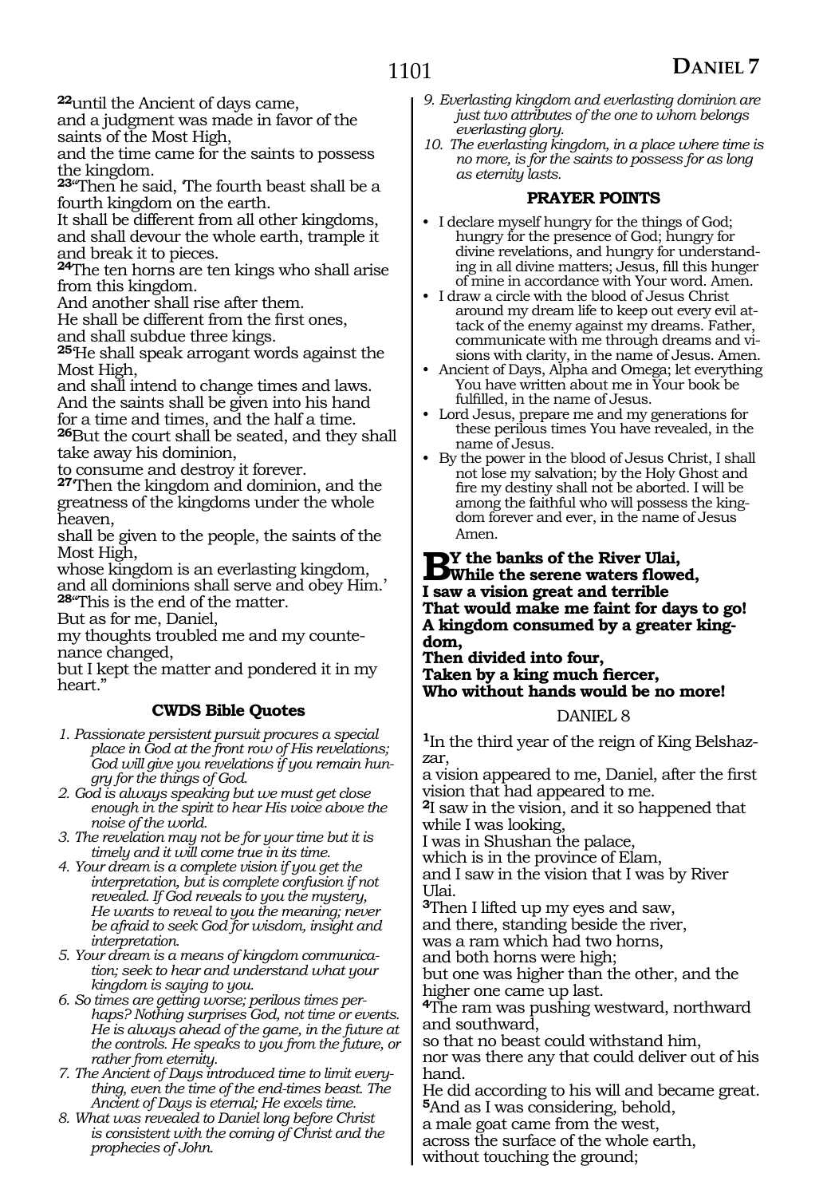**22**until the Ancient of days came,
and a judgment was made in favor of the saints of the Most High,
and the time came for the saints to possess the kingdom.
**23**"Then he said, 'The fourth beast shall be a fourth kingdom on the earth.
It shall be different from all other kingdoms,
and shall devour the whole earth, trample it and break it to pieces.
**24**The ten horns are ten kings who shall arise from this kingdom.
And another shall rise after them.
He shall be different from the first ones,
and shall subdue three kings.
**25**He shall speak arrogant words against the Most High,
and shall intend to change times and laws.
And the saints shall be given into his hand
for a time and times, and the half a time.
**26**But the court shall be seated, and they shall take away his dominion,
to consume and destroy it forever.
**27**Then the kingdom and dominion, and the greatness of the kingdoms under the whole heaven,
shall be given to the people, the saints of the Most High,
whose kingdom is an everlasting kingdom,
and all dominions shall serve and obey Him.'
**28**"This is the end of the matter.
But as for me, Daniel,
my thoughts troubled me and my countenance changed,
but I kept the matter and pondered it in my heart."

### CWDS Bible Quotes

1. *Passionate persistent pursuit procures a special place in God at the front row of His revelations; God will give you revelations if you remain hungry for the things of God.*
2. *God is always speaking but we must get close enough in the spirit to hear His voice above the noise of the world.*
3. *The revelation may not be for your time but it is timely and it will come true in its time.*
4. *Your dream is a complete vision if you get the interpretation, but is complete confusion if not revealed. If God reveals to you the mystery, He wants to reveal to you the meaning; never be afraid to seek God for wisdom, insight and interpretation.*
5. *Your dream is a means of kingdom communication; seek to hear and understand what your kingdom is saying to you.*
6. *So times are getting worse; perilous times perhaps? Nothing surprises God, not time or events. He is always ahead of the game, in the future at the controls. He speaks to you from the future, or rather from eternity.*
7. *The Ancient of Days introduced time to limit everything, even the time of the end-times beast. The Ancient of Days is eternal; He excels time.*
8. *What was revealed to Daniel long before Christ is consistent with the coming of Christ and the prophecies of John.*
9. *Everlasting kingdom and everlasting dominion are just two attributes of the one to whom belongs everlasting glory.*
10. *The everlasting kingdom, in a place where time is no more, is for the saints to possess for as long as eternity lasts.*

### PRAYER POINTS

- I declare myself hungry for the things of God; hungry for the presence of God; hungry for divine revelations, and hungry for understanding in all divine matters; Jesus, fill this hunger of mine in accordance with Your word. Amen.
- I draw a circle with the blood of Jesus Christ around my dream life to keep out every evil attack of the enemy against my dreams. Father, communicate with me through dreams and visions with clarity, in the name of Jesus. Amen.
- Ancient of Days, Alpha and Omega; let everything You have written about me in Your book be fulfilled, in the name of Jesus.
- Lord Jesus, prepare me and my generations for these perilous times You have revealed, in the name of Jesus.
- By the power in the blood of Jesus Christ, I shall not lose my salvation; by the Holy Ghost and fire my destiny shall not be aborted. I will be among the faithful who will possess the kingdom forever and ever, in the name of Jesus Amen.

**BY the banks of the River Ulai,
While the serene waters flowed,
I saw a vision great and terrible
That would make me faint for days to go!
A kingdom consumed by a greater kingdom,
Then divided into four,
Taken by a king much fiercer,
Who without hands would be no more!**

## DANIEL 8

**1**In the third year of the reign of King Belshazzar,
a vision appeared to me, Daniel, after the first vision that had appeared to me.
**2**I saw in the vision, and it so happened that while I was looking,
I was in Shushan the palace,
which is in the province of Elam,
and I saw in the vision that I was by River Ulai.
**3**Then I lifted up my eyes and saw,
and there, standing beside the river,
was a ram which had two horns,
and both horns were high;
but one was higher than the other, and the higher one came up last.
**4**The ram was pushing westward, northward and southward,
so that no beast could withstand him,
nor was there any that could deliver out of his hand.
He did according to his will and became great.
**5**And as I was considering, behold,
a male goat came from the west,
across the surface of the whole earth,
without touching the ground;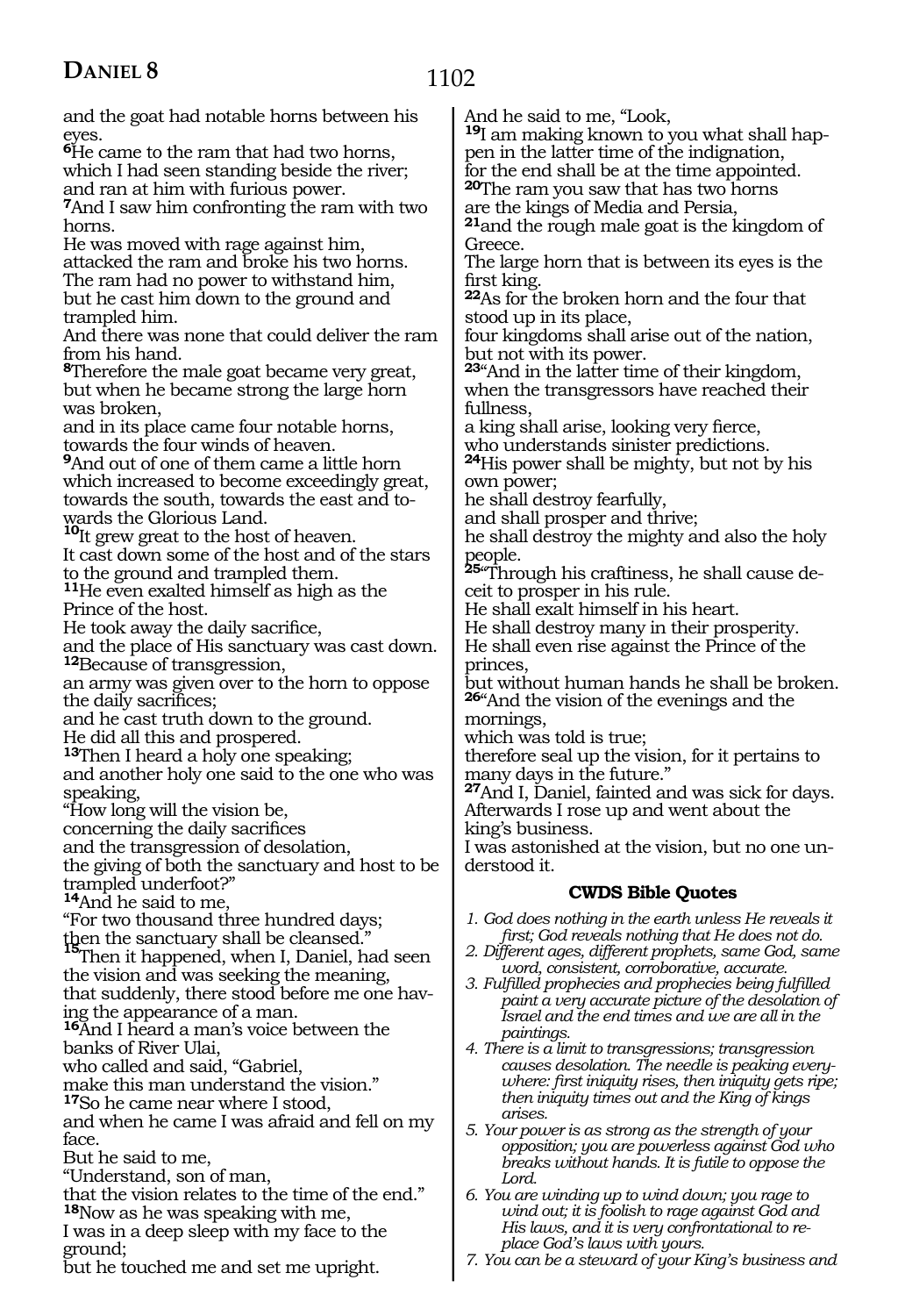and the goat had notable horns between his eyes.
**6**He came to the ram that had two horns, which I had seen standing beside the river; and ran at him with furious power.
**7**And I saw him confronting the ram with two horns.
He was moved with rage against him, attacked the ram and broke his two horns.
The ram had no power to withstand him, but he cast him down to the ground and trampled him.
And there was none that could deliver the ram from his hand.
**8**Therefore the male goat became very great, but when he became strong the large horn was broken,
and in its place came four notable horns, towards the four winds of heaven.
**9**And out of one of them came a little horn which increased to become exceedingly great, towards the south, towards the east and towards the Glorious Land.
**10**It grew great to the host of heaven.
It cast down some of the host and of the stars to the ground and trampled them.
**11**He even exalted himself as high as the Prince of the host.
He took away the daily sacrifice,
and the place of His sanctuary was cast down.
**12**Because of transgression,
an army was given over to the horn to oppose the daily sacrifices;
and he cast truth down to the ground.
He did all this and prospered.
**13**Then I heard a holy one speaking;
and another holy one said to the one who was speaking,
"How long will the vision be,
concerning the daily sacrifices
and the transgression of desolation,
the giving of both the sanctuary and host to be trampled underfoot?"
**14**And he said to me,
"For two thousand three hundred days;
then the sanctuary shall be cleansed."
**15**Then it happened, when I, Daniel, had seen the vision and was seeking the meaning,
that suddenly, there stood before me one having the appearance of a man.
**16**And I heard a man's voice between the banks of River Ulai,
who called and said, "Gabriel,
make this man understand the vision."
**17**So he came near where I stood,
and when he came I was afraid and fell on my face.
But he said to me,
"Understand, son of man,
that the vision relates to the time of the end."
**18**Now as he was speaking with me,
I was in a deep sleep with my face to the ground;
but he touched me and set me upright.
And he said to me, "Look,
**19**I am making known to you what shall happen in the latter time of the indignation,
for the end shall be at the time appointed.
**20**The ram you saw that has two horns
are the kings of Media and Persia,
**21**and the rough male goat is the kingdom of Greece.
The large horn that is between its eyes is the first king.
**22**As for the broken horn and the four that stood up in its place,
four kingdoms shall arise out of the nation,
but not with its power.
**23**"And in the latter time of their kingdom,
when the transgressors have reached their fullness,
a king shall arise, looking very fierce,
who understands sinister predictions.
**24**His power shall be mighty, but not by his own power;
he shall destroy fearfully,
and shall prosper and thrive;
he shall destroy the mighty and also the holy people.
**25**"Through his craftiness, he shall cause deceit to prosper in his rule.
He shall exalt himself in his heart.
He shall destroy many in their prosperity.
He shall even rise against the Prince of the princes,
but without human hands he shall be broken.
**26**"And the vision of the evenings and the mornings,
which was told is true;
therefore seal up the vision, for it pertains to many days in the future."
**27**And I, Daniel, fainted and was sick for days.
Afterwards I rose up and went about the king's business.
I was astonished at the vision, but no one understood it.

### CWDS Bible Quotes

1. *God does nothing in the earth unless He reveals it first; God reveals nothing that He does not do.*
2. *Different ages, different prophets, same God, same word, consistent, corroborative, accurate.*
3. *Fulfilled prophecies and prophecies being fulfilled paint a very accurate picture of the desolation of Israel and the end times and we are all in the paintings.*
4. *There is a limit to transgressions; transgression causes desolation. The needle is peaking everywhere: first iniquity rises, then iniquity gets ripe; then iniquity times out and the King of kings arises.*
5. *Your power is as strong as the strength of your opposition; you are powerless against God who breaks without hands. It is futile to oppose the Lord.*
6. *You are winding up to wind down; you rage to wind out; it is foolish to rage against God and His laws, and it is very confrontational to replace God's laws with yours.*
7. *You can be a steward of your King's business and*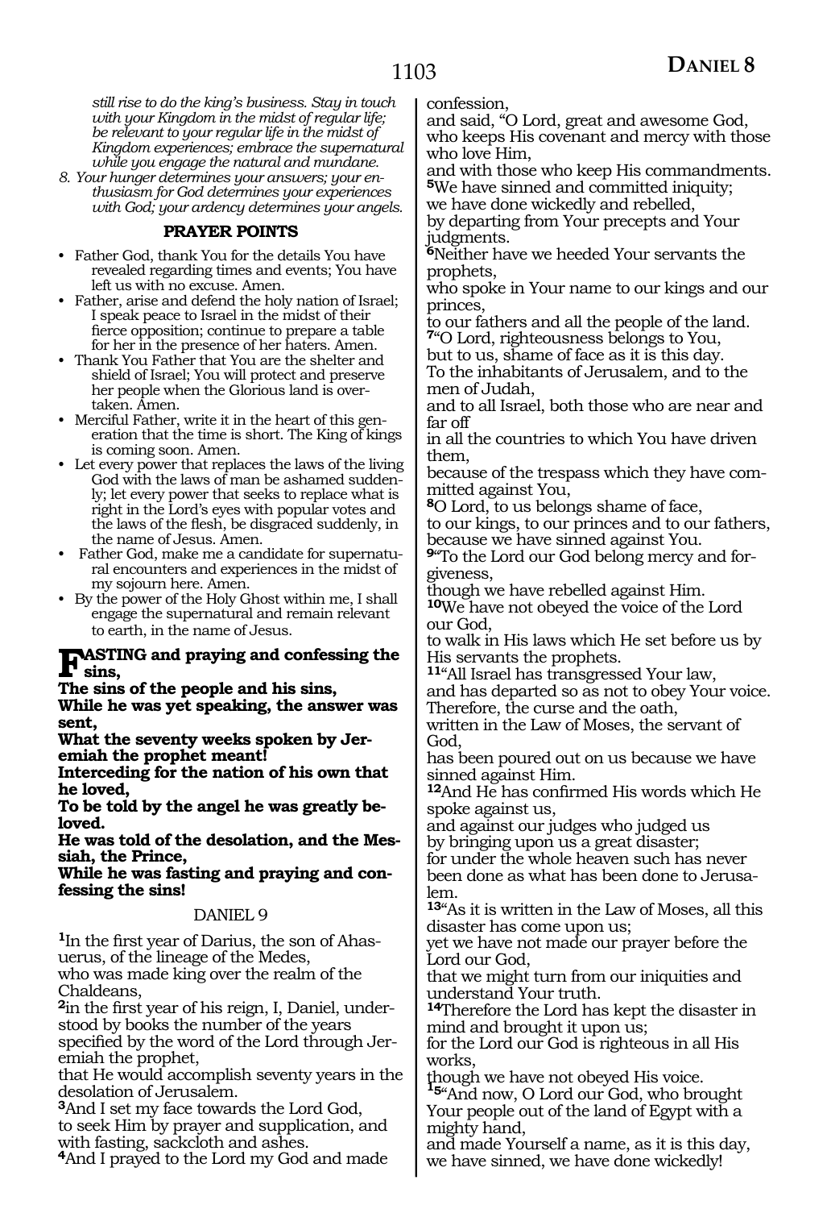*still rise to do the king's business. Stay in touch with your Kingdom in the midst of regular life; be relevant to your regular life in the midst of Kingdom experiences; embrace the supernatural while you engage the natural and mundane.*

*8. Your hunger determines your answers; your enthusiasm for God determines your experiences with God; your ardency determines your angels.*

**PRAYER POINTS**

- Father God, thank You for the details You have revealed regarding times and events; You have left us with no excuse. Amen.
- Father, arise and defend the holy nation of Israel; I speak peace to Israel in the midst of their fierce opposition; continue to prepare a table for her in the presence of her haters. Amen.
- Thank You Father that You are the shelter and shield of Israel; You will protect and preserve her people when the Glorious land is overtaken. Amen.
- Merciful Father, write it in the heart of this generation that the time is short. The King of kings is coming soon. Amen.
- Let every power that replaces the laws of the living God with the laws of man be ashamed suddenly; let every power that seeks to replace what is right in the Lord's eyes with popular votes and the laws of the flesh, be disgraced suddenly, in the name of Jesus. Amen.
- Father God, make me a candidate for supernatural encounters and experiences in the midst of my sojourn here. Amen.
- By the power of the Holy Ghost within me, I shall engage the supernatural and remain relevant to earth, in the name of Jesus.

**FASTING and praying and confessing the sins,**
**The sins of the people and his sins,**
**While he was yet speaking, the answer was sent,**
**What the seventy weeks spoken by Jeremiah the prophet meant!**
**Interceding for the nation of his own that he loved,**
**To be told by the angel he was greatly beloved.**
**He was told of the desolation, and the Messiah, the Prince,**
**While he was fasting and praying and confessing the sins!**

DANIEL 9

[1]In the first year of Darius, the son of Ahasuerus, of the lineage of the Medes,
who was made king over the realm of the Chaldeans,
[2]in the first year of his reign, I, Daniel, understood by books the number of the years specified by the word of the Lord through Jeremiah the prophet,
that He would accomplish seventy years in the desolation of Jerusalem.
[3]And I set my face towards the Lord God,
to seek Him by prayer and supplication, and with fasting, sackcloth and ashes.
[4]And I prayed to the Lord my God and made confession,
and said, "O Lord, great and awesome God,
who keeps His covenant and mercy with those who love Him,
and with those who keep His commandments.
[5]We have sinned and committed iniquity;
we have done wickedly and rebelled,
by departing from Your precepts and Your judgments.
[6]Neither have we heeded Your servants the prophets,
who spoke in Your name to our kings and our princes,
to our fathers and all the people of the land.
[7]"O Lord, righteousness belongs to You,
but to us, shame of face as it is this day.
To the inhabitants of Jerusalem, and to the men of Judah,
and to all Israel, both those who are near and far off
in all the countries to which You have driven them,
because of the trespass which they have committed against You,
[8]O Lord, to us belongs shame of face,
to our kings, to our princes and to our fathers,
because we have sinned against You.
[9]"To the Lord our God belong mercy and forgiveness,
though we have rebelled against Him.
[10]We have not obeyed the voice of the Lord our God,
to walk in His laws which He set before us by His servants the prophets.
[11]"All Israel has transgressed Your law,
and has departed so as not to obey Your voice.
Therefore, the curse and the oath,
written in the Law of Moses, the servant of God,
has been poured out on us because we have sinned against Him.
[12]And He has confirmed His words which He spoke against us,
and against our judges who judged us
by bringing upon us a great disaster;
for under the whole heaven such has never been done as what has been done to Jerusalem.
[13]"As it is written in the Law of Moses, all this disaster has come upon us;
yet we have not made our prayer before the Lord our God,
that we might turn from our iniquities and understand Your truth.
[14]Therefore the Lord has kept the disaster in mind and brought it upon us;
for the Lord our God is righteous in all His works,
though we have not obeyed His voice.
[15]"And now, O Lord our God, who brought Your people out of the land of Egypt with a mighty hand,
and made Yourself a name, as it is this day,
we have sinned, we have done wickedly!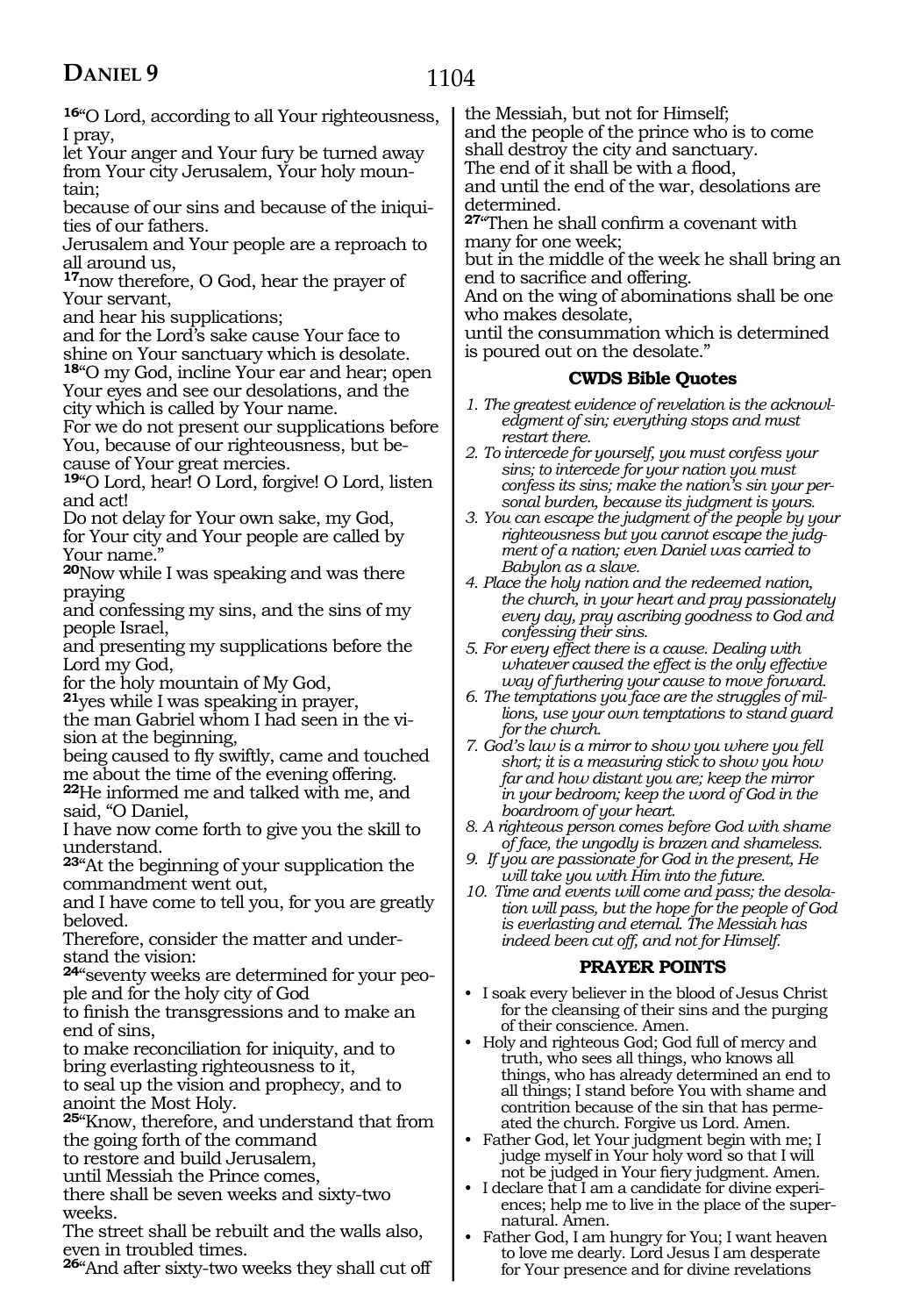**16**"O Lord, according to all Your righteousness, I pray,
let Your anger and Your fury be turned away from Your city Jerusalem, Your holy mountain;
because of our sins and because of the iniquities of our fathers.
Jerusalem and Your people are a reproach to all around us,
**17**now therefore, O God, hear the prayer of Your servant,
and hear his supplications;
and for the Lord's sake cause Your face to shine on Your sanctuary which is desolate.
**18**"O my God, incline Your ear and hear; open Your eyes and see our desolations, and the city which is called by Your name.
For we do not present our supplications before You, because of our righteousness, but because of Your great mercies.
**19**"O Lord, hear! O Lord, forgive! O Lord, listen and act!
Do not delay for Your own sake, my God,
for Your city and Your people are called by Your name."
**20**Now while I was speaking and was there praying
and confessing my sins, and the sins of my people Israel,
and presenting my supplications before the Lord my God,
for the holy mountain of My God,
**21**yes while I was speaking in prayer,
the man Gabriel whom I had seen in the vision at the beginning,
being caused to fly swiftly, came and touched me about the time of the evening offering.
**22**He informed me and talked with me, and said, "O Daniel,
I have now come forth to give you the skill to understand.
**23**"At the beginning of your supplication the commandment went out,
and I have come to tell you, for you are greatly beloved.
Therefore, consider the matter and understand the vision:
**24**"seventy weeks are determined for your people and for the holy city of God
to finish the transgressions and to make an end of sins,
to make reconciliation for iniquity, and to bring everlasting righteousness to it,
to seal up the vision and prophecy, and to anoint the Most Holy.
**25**"Know, therefore, and understand that from the going forth of the command
to restore and build Jerusalem,
until Messiah the Prince comes,
there shall be seven weeks and sixty-two weeks.
The street shall be rebuilt and the walls also, even in troubled times.
**26**"And after sixty-two weeks they shall cut off the Messiah, but not for Himself;
and the people of the prince who is to come shall destroy the city and sanctuary.
The end of it shall be with a flood,
and until the end of the war, desolations are determined.
**27**"Then he shall confirm a covenant with many for one week;
but in the middle of the week he shall bring an end to sacrifice and offering.
And on the wing of abominations shall be one who makes desolate,
until the consummation which is determined is poured out on the desolate."

### CWDS Bible Quotes

1. *The greatest evidence of revelation is the acknowledgment of sin; everything stops and must restart there.*
2. *To intercede for yourself, you must confess your sins; to intercede for your nation you must confess its sins; make the nation's sin your personal burden, because its judgment is yours.*
3. *You can escape the judgment of the people by your righteousness but you cannot escape the judgment of a nation; even Daniel was carried to Babylon as a slave.*
4. *Place the holy nation and the redeemed nation, the church, in your heart and pray passionately every day, pray ascribing goodness to God and confessing their sins.*
5. *For every effect there is a cause. Dealing with whatever caused the effect is the only effective way of furthering your cause to move forward.*
6. *The temptations you face are the struggles of millions, use your own temptations to stand guard for the church.*
7. *God's law is a mirror to show you where you fell short; it is a measuring stick to show you how far and how distant you are; keep the mirror in your bedroom; keep the word of God in the boardroom of your heart.*
8. *A righteous person comes before God with shame of face, the ungodly is brazen and shameless.*
9. *If you are passionate for God in the present, He will take you with Him into the future.*
10. *Time and events will come and pass; the desolation will pass, but the hope for the people of God is everlasting and eternal. The Messiah has indeed been cut off, and not for Himself.*

### PRAYER POINTS

- I soak every believer in the blood of Jesus Christ for the cleansing of their sins and the purging of their conscience. Amen.
- Holy and righteous God; God full of mercy and truth, who sees all things, who knows all things, who has already determined an end to all things; I stand before You with shame and contrition because of the sin that has permeated the church. Forgive us Lord. Amen.
- Father God, let Your judgment begin with me; I judge myself in Your holy word so that I will not be judged in Your fiery judgment. Amen.
- I declare that I am a candidate for divine experiences; help me to live in the place of the supernatural. Amen.
- Father God, I am hungry for You; I want heaven to love me dearly. Lord Jesus I am desperate for Your presence and for divine revelations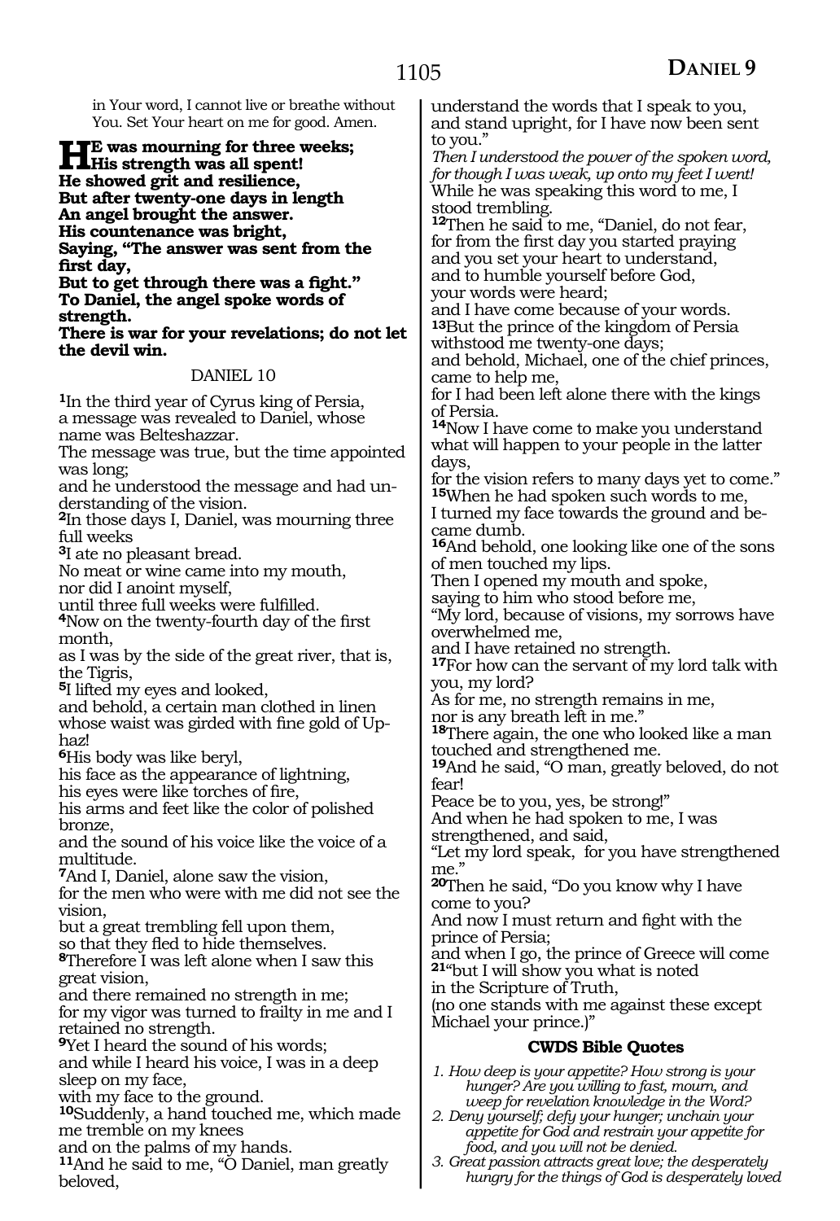in Your word, I cannot live or breathe without You. Set Your heart on me for good. Amen.

**HE was mourning for three weeks;**
**His strength was all spent!**
**He showed grit and resilience,**
**But after twenty-one days in length**
**An angel brought the answer.**
**His countenance was bright,**
**Saying, "The answer was sent from the first day,**
**But to get through there was a fight."**
**To Daniel, the angel spoke words of strength.**
**There is war for your revelations; do not let the devil win.**

DANIEL 10

**1**In the third year of Cyrus king of Persia, a message was revealed to Daniel, whose name was Belteshazzar.
The message was true, but the time appointed was long;
and he understood the message and had understanding of the vision.
**2**In those days I, Daniel, was mourning three full weeks
**3**I ate no pleasant bread.
No meat or wine came into my mouth,
nor did I anoint myself,
until three full weeks were fulfilled.
**4**Now on the twenty-fourth day of the first month,
as I was by the side of the great river, that is, the Tigris,
**5**I lifted my eyes and looked,
and behold, a certain man clothed in linen whose waist was girded with fine gold of Uphaz!
**6**His body was like beryl,
his face as the appearance of lightning,
his eyes were like torches of fire,
his arms and feet like the color of polished bronze,
and the sound of his voice like the voice of a multitude.
**7**And I, Daniel, alone saw the vision,
for the men who were with me did not see the vision,
but a great trembling fell upon them,
so that they fled to hide themselves.
**8**Therefore I was left alone when I saw this great vision,
and there remained no strength in me;
for my vigor was turned to frailty in me and I retained no strength.
**9**Yet I heard the sound of his words;
and while I heard his voice, I was in a deep sleep on my face,
with my face to the ground.
**10**Suddenly, a hand touched me, which made me tremble on my knees
and on the palms of my hands.
**11**And he said to me, "O Daniel, man greatly beloved,
understand the words that I speak to you,
and stand upright, for I have now been sent to you."
*Then I understood the power of the spoken word, for though I was weak, up onto my feet I went!*
While he was speaking this word to me, I stood trembling.
**12**Then he said to me, "Daniel, do not fear,
for from the first day you started praying
and you set your heart to understand,
and to humble yourself before God,
your words were heard;
and I have come because of your words.
**13**But the prince of the kingdom of Persia withstood me twenty-one days;
and behold, Michael, one of the chief princes, came to help me,
for I had been left alone there with the kings of Persia.
**14**Now I have come to make you understand what will happen to your people in the latter days,
for the vision refers to many days yet to come."
**15**When he had spoken such words to me,
I turned my face towards the ground and became dumb.
**16**And behold, one looking like one of the sons of men touched my lips.
Then I opened my mouth and spoke,
saying to him who stood before me,
"My lord, because of visions, my sorrows have overwhelmed me,
and I have retained no strength.
**17**For how can the servant of my lord talk with you, my lord?
As for me, no strength remains in me,
nor is any breath left in me."
**18**There again, the one who looked like a man touched and strengthened me.
**19**And he said, "O man, greatly beloved, do not fear!
Peace be to you, yes, be strong!"
And when he had spoken to me, I was strengthened, and said,
"Let my lord speak, for you have strengthened me."
**20**Then he said, "Do you know why I have come to you?
And now I must return and fight with the prince of Persia;
and when I go, the prince of Greece will come
**21**"but I will show you what is noted
in the Scripture of Truth,
(no one stands with me against these except Michael your prince.)"

### CWDS Bible Quotes

1. *How deep is your appetite? How strong is your hunger? Are you willing to fast, mourn, and weep for revelation knowledge in the Word?*
2. *Deny yourself; defy your hunger; unchain your appetite for God and restrain your appetite for food, and you will not be denied.*
3. *Great passion attracts great love; the desperately hungry for the things of God is desperately loved*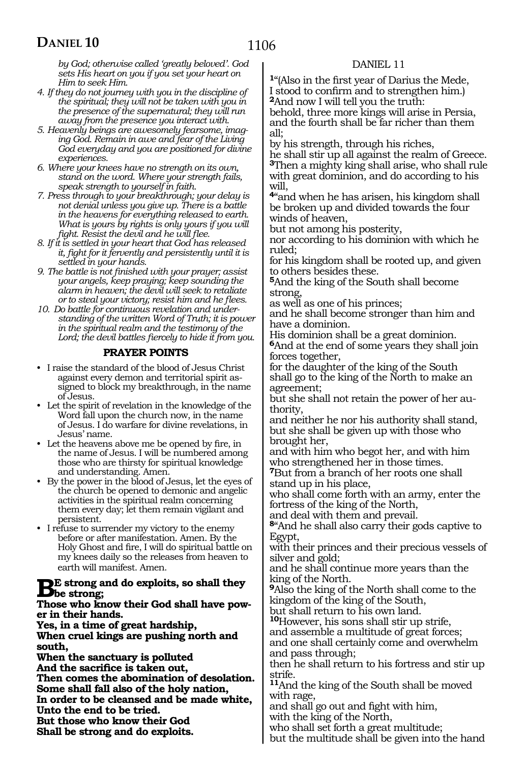*by God; otherwise called 'greatly beloved'. God sets His heart on you if you set your heart on Him to seek Him.*

4. *If they do not journey with you in the discipline of the spiritual; they will not be taken with you in the presence of the supernatural; they will run away from the presence you interact with.*
5. *Heavenly beings are awesomely fearsome, imaging God. Remain in awe and fear of the Living God everyday and you are positioned for divine experiences.*
6. *Where your knees have no strength on its own, stand on the word. Where your strength fails, speak strength to yourself in faith.*
7. *Press through to your breakthrough; your delay is not denial unless you give up. There is a battle in the heavens for everything released to earth. What is yours by rights is only yours if you will fight. Resist the devil and he will flee.*
8. *If it is settled in your heart that God has released it, fight for it fervently and persistently until it is settled in your hands.*
9. *The battle is not finished with your prayer; assist your angels, keep praying; keep sounding the alarm in heaven; the devil will seek to retaliate or to steal your victory; resist him and he flees.*
10. *Do battle for continuous revelation and understanding of the written Word of Truth; it is power in the spiritual realm and the testimony of the Lord; the devil battles fiercely to hide it from you.*

### PRAYER POINTS

- I raise the standard of the blood of Jesus Christ against every demon and territorial spirit assigned to block my breakthrough, in the name of Jesus.
- Let the spirit of revelation in the knowledge of the Word fall upon the church now, in the name of Jesus. I do warfare for divine revelations, in Jesus' name.
- Let the heavens above me be opened by fire, in the name of Jesus. I will be numbered among those who are thirsty for spiritual knowledge and understanding. Amen.
- By the power in the blood of Jesus, let the eyes of the church be opened to demonic and angelic activities in the spiritual realm concerning them every day; let them remain vigilant and persistent.
- I refuse to surrender my victory to the enemy before or after manifestation. Amen. By the Holy Ghost and fire, I will do spiritual battle on my knees daily so the releases from heaven to earth will manifest. Amen.

**BE strong and do exploits, so shall they be strong;**
**Those who know their God shall have power in their hands.**
**Yes, in a time of great hardship,**
**When cruel kings are pushing north and south,**
**When the sanctuary is polluted**
**And the sacrifice is taken out,**
**Then comes the abomination of desolation.**
**Some shall fall also of the holy nation,**
**In order to be cleansed and be made white,**
**Unto the end to be tried.**
**But those who know their God**
**Shall be strong and do exploits.**

DANIEL 11

**1**"(Also in the first year of Darius the Mede,
I stood to confirm and to strengthen him.)
**2**And now I will tell you the truth:
behold, three more kings will arise in Persia,
and the fourth shall be far richer than them all;
by his strength, through his riches,
he shall stir up all against the realm of Greece.
**3**Then a mighty king shall arise, who shall rule with great dominion, and do according to his will,
**4**"and when he has arisen, his kingdom shall be broken up and divided towards the four winds of heaven,
but not among his posterity,
nor according to his dominion with which he ruled;
for his kingdom shall be rooted up, and given to others besides these.
**5**And the king of the South shall become strong,
as well as one of his princes;
and he shall become stronger than him and have a dominion.
His dominion shall be a great dominion.
**6**And at the end of some years they shall join forces together,
for the daughter of the king of the South
shall go to the king of the North to make an agreement;
but she shall not retain the power of her authority,
and neither he nor his authority shall stand,
but she shall be given up with those who brought her,
and with him who begot her, and with him who strengthened her in those times.
**7**But from a branch of her roots one shall stand up in his place,
who shall come forth with an army, enter the fortress of the king of the North,
and deal with them and prevail.
**8**"And he shall also carry their gods captive to Egypt,
with their princes and their precious vessels of silver and gold;
and he shall continue more years than the king of the North.
**9**Also the king of the North shall come to the kingdom of the king of the South,
but shall return to his own land.
**10**However, his sons shall stir up strife,
and assemble a multitude of great forces;
and one shall certainly come and overwhelm and pass through;
then he shall return to his fortress and stir up strife.
**11**And the king of the South shall be moved with rage,
and shall go out and fight with him,
with the king of the North,
who shall set forth a great multitude;
but the multitude shall be given into the hand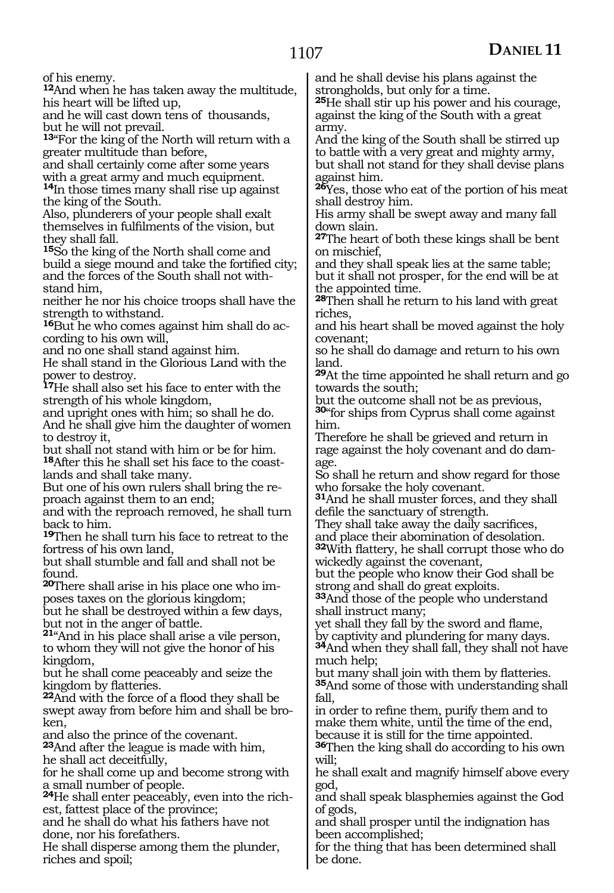of his enemy.

[12]And when he has taken away the multitude, his heart will be lifted up,
and he will cast down tens of thousands,
but he will not prevail.

[13]"For the king of the North will return with a greater multitude than before,
and shall certainly come after some years with a great army and much equipment.

[14]In those times many shall rise up against the king of the South.
Also, plunderers of your people shall exalt themselves in fulfilments of the vision, but they shall fall.

[15]So the king of the North shall come and build a siege mound and take the fortified city;
and the forces of the South shall not withstand him,
neither he nor his choice troops shall have the strength to withstand.

[16]But he who comes against him shall do according to his own will,
and no one shall stand against him.
He shall stand in the Glorious Land with the power to destroy.

[17]He shall also set his face to enter with the strength of his whole kingdom,
and upright ones with him; so shall he do.
And he shall give him the daughter of women to destroy it,
but shall not stand with him or be for him.

[18]After this he shall set his face to the coastlands and shall take many.
But one of his own rulers shall bring the reproach against them to an end;
and with the reproach removed, he shall turn back to him.

[19]Then he shall turn his face to retreat to the fortress of his own land,
but shall stumble and fall and shall not be found.

[20]There shall arise in his place one who imposes taxes on the glorious kingdom;
but he shall be destroyed within a few days,
but not in the anger of battle.

[21]"And in his place shall arise a vile person,
to whom they will not give the honor of his kingdom,
but he shall come peaceably and seize the kingdom by flatteries.

[22]And with the force of a flood they shall be swept away from before him and shall be broken,
and also the prince of the covenant.

[23]And after the league is made with him,
he shall act deceitfully,
for he shall come up and become strong with a small number of people.

[24]He shall enter peaceably, even into the richest, fattest place of the province;
and he shall do what his fathers have not done, nor his forefathers.
He shall disperse among them the plunder, riches and spoil;
and he shall devise his plans against the strongholds, but only for a time.

[25]He shall stir up his power and his courage, against the king of the South with a great army.
And the king of the South shall be stirred up to battle with a very great and mighty army,
but shall not stand for they shall devise plans against him.

[26]Yes, those who eat of the portion of his meat shall destroy him.
His army shall be swept away and many fall down slain.

[27]The heart of both these kings shall be bent on mischief,
and they shall speak lies at the same table;
but it shall not prosper, for the end will be at the appointed time.

[28]Then shall he return to his land with great riches,
and his heart shall be moved against the holy covenant;
so he shall do damage and return to his own land.

[29]At the time appointed he shall return and go towards the south;
but the outcome shall not be as previous,

[30]"for ships from Cyprus shall come against him.
Therefore he shall be grieved and return in rage against the holy covenant and do damage.
So shall he return and show regard for those who forsake the holy covenant.

[31]And he shall muster forces, and they shall defile the sanctuary of strength.
They shall take away the daily sacrifices,
and place their abomination of desolation.

[32]With flattery, he shall corrupt those who do wickedly against the covenant,
but the people who know their God shall be strong and shall do great exploits.

[33]And those of the people who understand shall instruct many;
yet shall they fall by the sword and flame,
by captivity and plundering for many days.

[34]And when they shall fall, they shall not have much help;
but many shall join with them by flatteries.

[35]And some of those with understanding shall fall,
in order to refine them, purify them and to make them white, until the time of the end,
because it is still for the time appointed.

[36]Then the king shall do according to his own will;
he shall exalt and magnify himself above every god,
and shall speak blasphemies against the God of gods,
and shall prosper until the indignation has been accomplished;
for the thing that has been determined shall be done.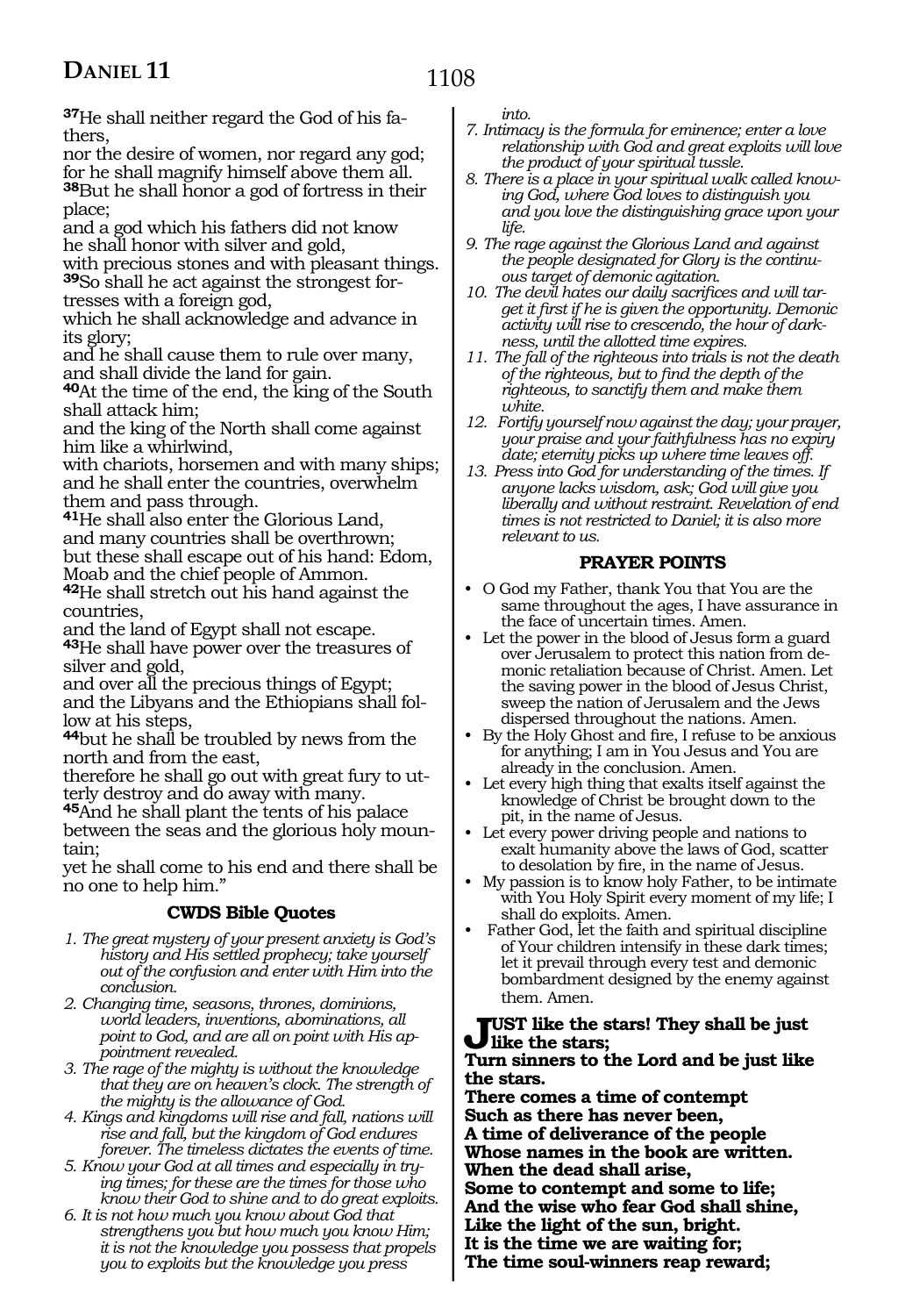**37**He shall neither regard the God of his fathers,
nor the desire of women, nor regard any god;
for he shall magnify himself above them all.
**38**But he shall honor a god of fortress in their place;
and a god which his fathers did not know
he shall honor with silver and gold,
with precious stones and with pleasant things.
**39**So shall he act against the strongest fortresses with a foreign god,
which he shall acknowledge and advance in its glory;
and he shall cause them to rule over many,
and shall divide the land for gain.
**40**At the time of the end, the king of the South shall attack him;
and the king of the North shall come against him like a whirlwind,
with chariots, horsemen and with many ships;
and he shall enter the countries, overwhelm them and pass through.
**41**He shall also enter the Glorious Land,
and many countries shall be overthrown;
but these shall escape out of his hand: Edom, Moab and the chief people of Ammon.
**42**He shall stretch out his hand against the countries,
and the land of Egypt shall not escape.
**43**He shall have power over the treasures of silver and gold,
and over all the precious things of Egypt;
and the Libyans and the Ethiopians shall follow at his steps,
**44**but he shall be troubled by news from the north and from the east,
therefore he shall go out with great fury to utterly destroy and do away with many.
**45**And he shall plant the tents of his palace between the seas and the glorious holy mountain;
yet he shall come to his end and there shall be no one to help him."

### CWDS Bible Quotes

1. *The great mystery of your present anxiety is God's history and His settled prophecy; take yourself out of the confusion and enter with Him into the conclusion.*
2. *Changing time, seasons, thrones, dominions, world leaders, inventions, abominations, all point to God, and are all on point with His appointment revealed.*
3. *The rage of the mighty is without the knowledge that they are on heaven's clock. The strength of the mighty is the allowance of God.*
4. *Kings and kingdoms will rise and fall, nations will rise and fall, but the kingdom of God endures forever. The timeless dictates the events of time.*
5. *Know your God at all times and especially in trying times; for these are the times for those who know their God to shine and to do great exploits.*
6. *It is not how much you know about God that strengthens you but how much you know Him; it is not the knowledge you possess that propels you to exploits but the knowledge you press into.*
7. *Intimacy is the formula for eminence; enter a love relationship with God and great exploits will love the product of your spiritual tussle.*
8. *There is a place in your spiritual walk called knowing God, where God loves to distinguish you and you love the distinguishing grace upon your life.*
9. *The rage against the Glorious Land and against the people designated for Glory is the continuous target of demonic agitation.*
10. *The devil hates our daily sacrifices and will target it first if he is given the opportunity. Demonic activity will rise to crescendo, the hour of darkness, until the allotted time expires.*
11. *The fall of the righteous into trials is not the death of the righteous, but to find the depth of the righteous, to sanctify them and make them white.*
12. *Fortify yourself now against the day; your prayer, your praise and your faithfulness has no expiry date; eternity picks up where time leaves off.*
13. *Press into God for understanding of the times. If anyone lacks wisdom, ask; God will give you liberally and without restraint. Revelation of end times is not restricted to Daniel; it is also more relevant to us.*

### PRAYER POINTS

- O God my Father, thank You that You are the same throughout the ages, I have assurance in the face of uncertain times. Amen.
- Let the power in the blood of Jesus form a guard over Jerusalem to protect this nation from demonic retaliation because of Christ. Amen. Let the saving power in the blood of Jesus Christ, sweep the nation of Jerusalem and the Jews dispersed throughout the nations. Amen.
- By the Holy Ghost and fire, I refuse to be anxious for anything; I am in You Jesus and You are already in the conclusion. Amen.
- Let every high thing that exalts itself against the knowledge of Christ be brought down to the pit, in the name of Jesus.
- Let every power driving people and nations to exalt humanity above the laws of God, scatter to desolation by fire, in the name of Jesus.
- My passion is to know holy Father, to be intimate with You Holy Spirit every moment of my life; I shall do exploits. Amen.
- Father God, let the faith and spiritual discipline of Your children intensify in these dark times; let it prevail through every test and demonic bombardment designed by the enemy against them. Amen.

**Just like the stars! They shall be just like the stars;**
**Turn sinners to the Lord and be just like the stars.**
**There comes a time of contempt**
**Such as there has never been,**
**A time of deliverance of the people**
**Whose names in the book are written.**
**When the dead shall arise,**
**Some to contempt and some to life;**
**And the wise who fear God shall shine,**
**Like the light of the sun, bright.**
**It is the time we are waiting for;**
**The time soul-winners reap reward;**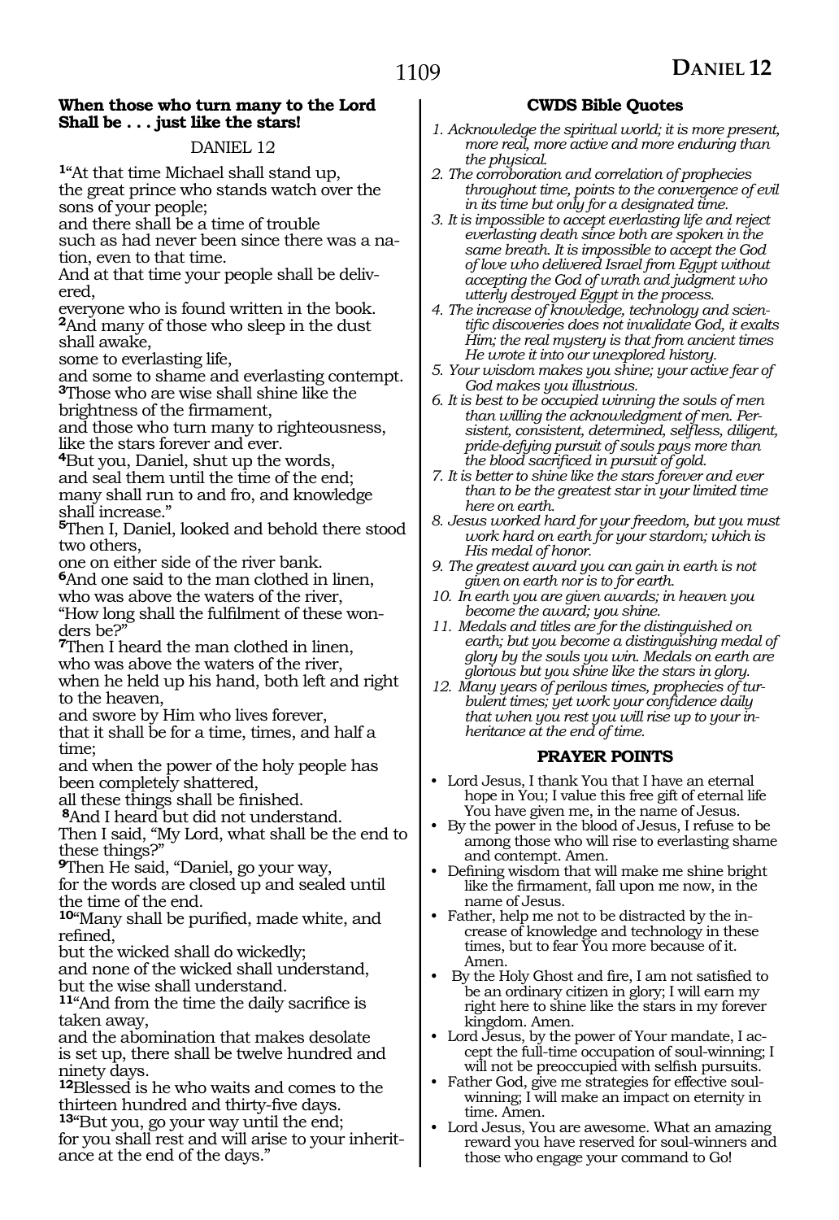### When those who turn many to the Lord Shall be . . . just like the stars!

DANIEL 12

**1**"At that time Michael shall stand up,
the great prince who stands watch over the sons of your people;
and there shall be a time of trouble
such as had never been since there was a nation, even to that time.
And at that time your people shall be delivered,
everyone who is found written in the book.
**2**And many of those who sleep in the dust shall awake,
some to everlasting life,
and some to shame and everlasting contempt.
**3**Those who are wise shall shine like the brightness of the firmament,
and those who turn many to righteousness,
like the stars forever and ever.
**4**But you, Daniel, shut up the words,
and seal them until the time of the end;
many shall run to and fro, and knowledge shall increase."
**5**Then I, Daniel, looked and behold there stood two others,
one on either side of the river bank.
**6**And one said to the man clothed in linen,
who was above the waters of the river,
"How long shall the fulfilment of these wonders be?"
**7**Then I heard the man clothed in linen,
who was above the waters of the river,
when he held up his hand, both left and right to the heaven,
and swore by Him who lives forever,
that it shall be for a time, times, and half a time;
and when the power of the holy people has been completely shattered,
all these things shall be finished.
**8**And I heard but did not understand.
Then I said, "My Lord, what shall be the end to these things?"
**9**Then He said, "Daniel, go your way,
for the words are closed up and sealed until the time of the end.
**10**"Many shall be purified, made white, and refined,
but the wicked shall do wickedly;
and none of the wicked shall understand,
but the wise shall understand.
**11**"And from the time the daily sacrifice is taken away,
and the abomination that makes desolate
is set up, there shall be twelve hundred and ninety days.
**12**Blessed is he who waits and comes to the thirteen hundred and thirty-five days.
**13**"But you, go your way until the end;
for you shall rest and will arise to your inheritance at the end of the days."

### CWDS Bible Quotes

1. *Acknowledge the spiritual world; it is more present, more real, more active and more enduring than the physical.*
2. *The corroboration and correlation of prophecies throughout time, points to the convergence of evil in its time but only for a designated time.*
3. *It is impossible to accept everlasting life and reject everlasting death since both are spoken in the same breath. It is impossible to accept the God of love who delivered Israel from Egypt without accepting the God of wrath and judgment who utterly destroyed Egypt in the process.*
4. *The increase of knowledge, technology and scientific discoveries does not invalidate God, it exalts Him; the real mystery is that from ancient times He wrote it into our unexplored history.*
5. *Your wisdom makes you shine; your active fear of God makes you illustrious.*
6. *It is best to be occupied winning the souls of men than willing the acknowledgment of men. Persistent, consistent, determined, selfless, diligent, pride-defying pursuit of souls pays more than the blood sacrificed in pursuit of gold.*
7. *It is better to shine like the stars forever and ever than to be the greatest star in your limited time here on earth.*
8. *Jesus worked hard for your freedom, but you must work hard on earth for your stardom; which is His medal of honor.*
9. *The greatest award you can gain in earth is not given on earth nor is to for earth.*
10. *In earth you are given awards; in heaven you become the award; you shine.*
11. *Medals and titles are for the distinguished on earth; but you become a distinguishing medal of glory by the souls you win. Medals on earth are glorious but you shine like the stars in glory.*
12. *Many years of perilous times, prophecies of turbulent times; yet work your confidence daily that when you rest you will rise up to your inheritance at the end of time.*

### PRAYER POINTS

- Lord Jesus, I thank You that I have an eternal hope in You; I value this free gift of eternal life You have given me, in the name of Jesus.
- By the power in the blood of Jesus, I refuse to be among those who will rise to everlasting shame and contempt. Amen.
- Defining wisdom that will make me shine bright like the firmament, fall upon me now, in the name of Jesus.
- Father, help me not to be distracted by the increase of knowledge and technology in these times, but to fear You more because of it. Amen.
- By the Holy Ghost and fire, I am not satisfied to be an ordinary citizen in glory; I will earn my right here to shine like the stars in my forever kingdom. Amen.
- Lord Jesus, by the power of Your mandate, I accept the full-time occupation of soul-winning; I will not be preoccupied with selfish pursuits.
- Father God, give me strategies for effective soul-winning; I will make an impact on eternity in time. Amen.
- Lord Jesus, You are awesome. What an amazing reward you have reserved for soul-winners and those who engage your command to Go!